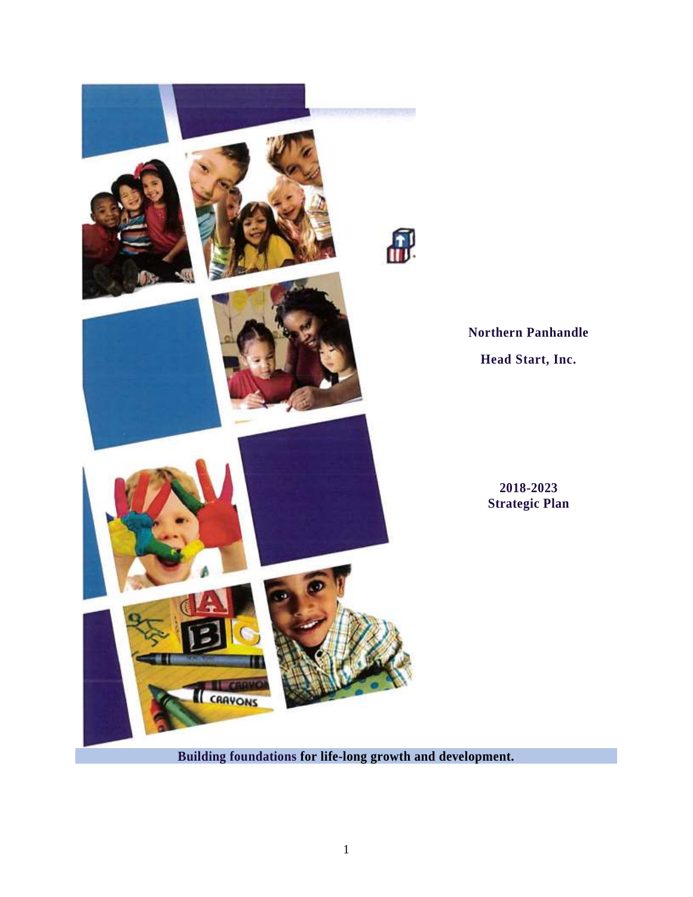**Northern Panhandle**

**Head Start, Inc.**

**2018-2023**
**Strategic Plan**

**Building foundations for life-long growth and development.**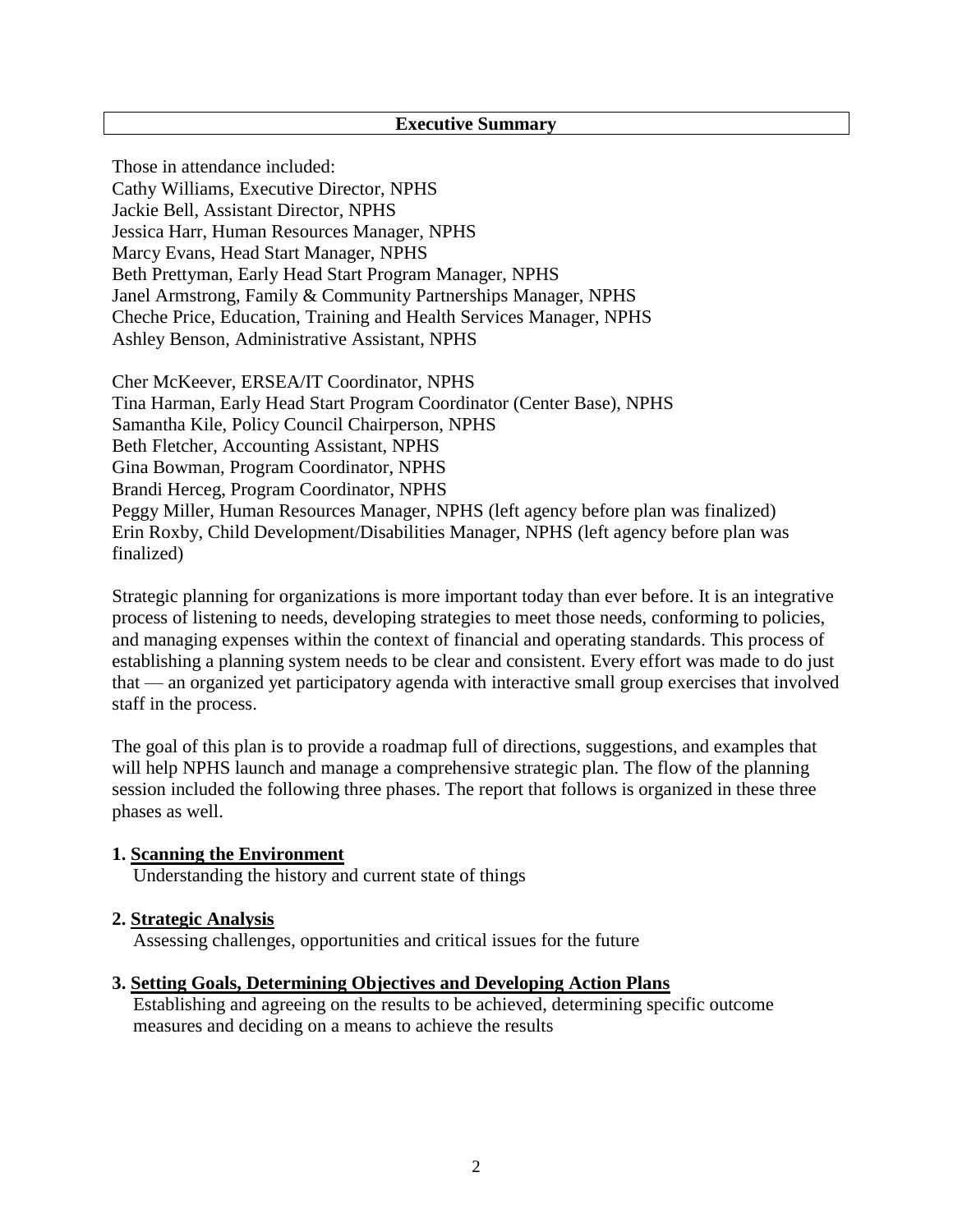## Executive Summary

Those in attendance included:
Cathy Williams, Executive Director, NPHS
Jackie Bell, Assistant Director, NPHS
Jessica Harr, Human Resources Manager, NPHS
Marcy Evans, Head Start Manager, NPHS
Beth Prettyman, Early Head Start Program Manager, NPHS
Janel Armstrong, Family & Community Partnerships Manager, NPHS
Cheche Price, Education, Training and Health Services Manager, NPHS
Ashley Benson, Administrative Assistant, NPHS

Cher McKeever, ERSEA/IT Coordinator, NPHS
Tina Harman, Early Head Start Program Coordinator (Center Base), NPHS
Samantha Kile, Policy Council Chairperson, NPHS
Beth Fletcher, Accounting Assistant, NPHS
Gina Bowman, Program Coordinator, NPHS
Brandi Herceg, Program Coordinator, NPHS
Peggy Miller, Human Resources Manager, NPHS (left agency before plan was finalized)
Erin Roxby, Child Development/Disabilities Manager, NPHS (left agency before plan was finalized)

Strategic planning for organizations is more important today than ever before. It is an integrative process of listening to needs, developing strategies to meet those needs, conforming to policies, and managing expenses within the context of financial and operating standards. This process of establishing a planning system needs to be clear and consistent. Every effort was made to do just that — an organized yet participatory agenda with interactive small group exercises that involved staff in the process.

The goal of this plan is to provide a roadmap full of directions, suggestions, and examples that will help NPHS launch and manage a comprehensive strategic plan. The flow of the planning session included the following three phases. The report that follows is organized in these three phases as well.

**1. Scanning the Environment**
Understanding the history and current state of things

**2. Strategic Analysis**
Assessing challenges, opportunities and critical issues for the future

**3. Setting Goals, Determining Objectives and Developing Action Plans**
Establishing and agreeing on the results to be achieved, determining specific outcome measures and deciding on a means to achieve the results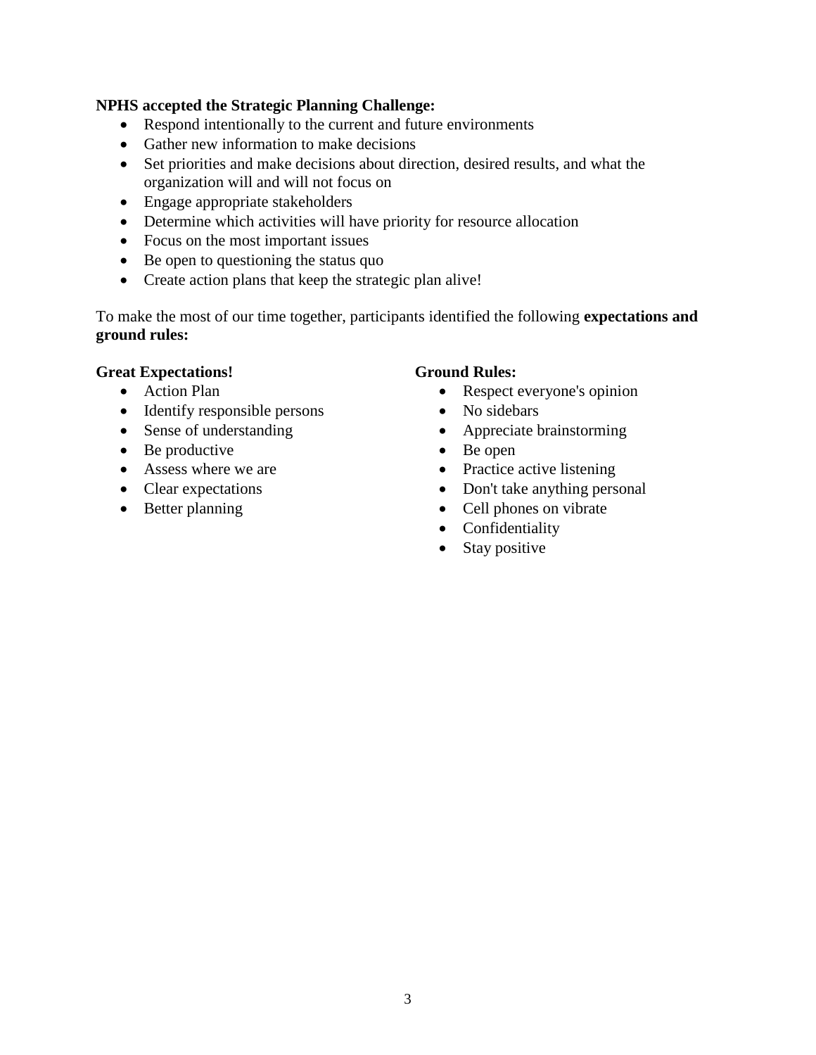**NPHS accepted the Strategic Planning Challenge:**

- Respond intentionally to the current and future environments
- Gather new information to make decisions
- Set priorities and make decisions about direction, desired results, and what the organization will and will not focus on
- Engage appropriate stakeholders
- Determine which activities will have priority for resource allocation
- Focus on the most important issues
- Be open to questioning the status quo
- Create action plans that keep the strategic plan alive!

To make the most of our time together, participants identified the following **expectations and ground rules:**

**Great Expectations!**

- Action Plan
- Identify responsible persons
- Sense of understanding
- Be productive
- Assess where we are
- Clear expectations
- Better planning

**Ground Rules:**

- Respect everyone's opinion
- No sidebars
- Appreciate brainstorming
- Be open
- Practice active listening
- Don't take anything personal
- Cell phones on vibrate
- Confidentiality
- Stay positive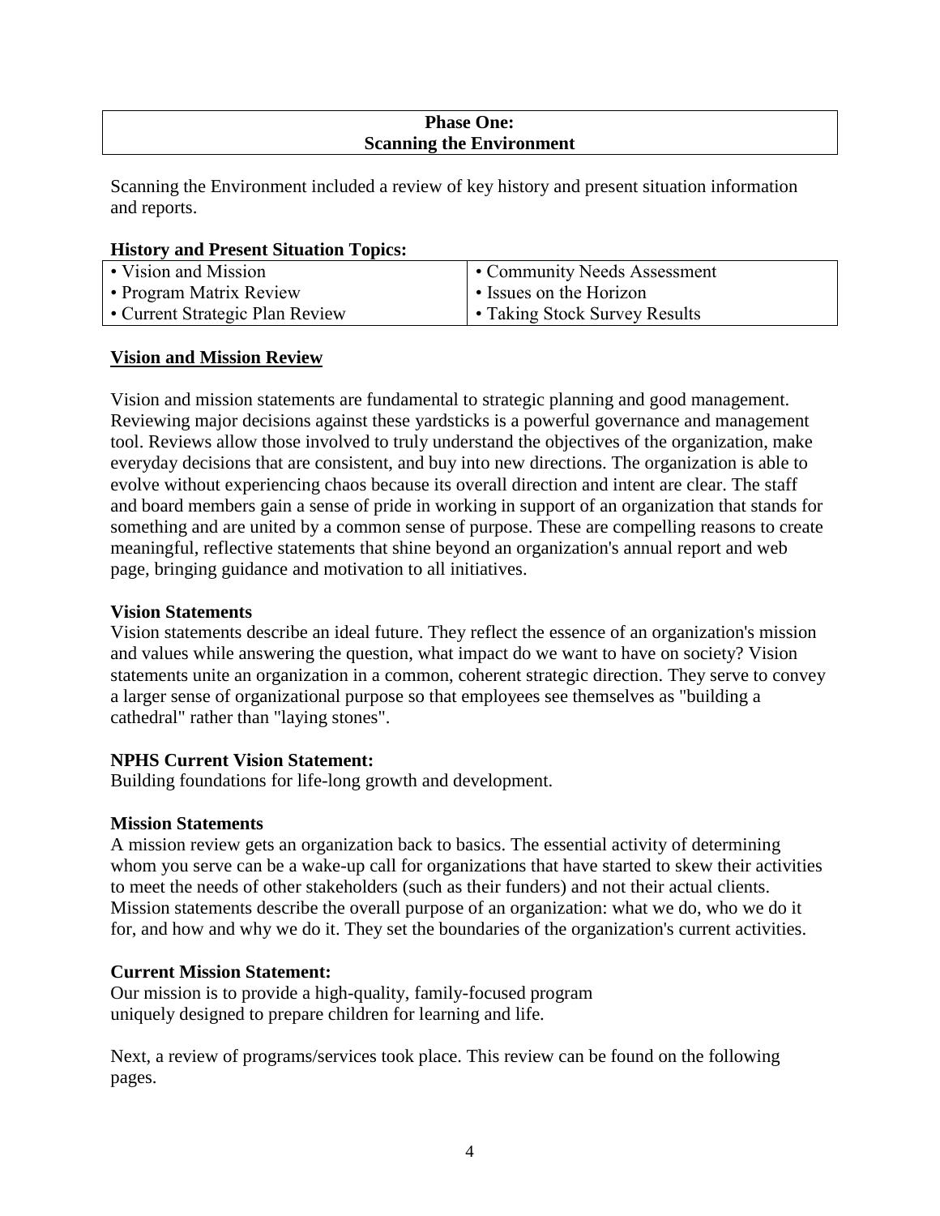## Phase One: Scanning the Environment

Scanning the Environment included a review of key history and present situation information and reports.

**History and Present Situation Topics:**

| | |
|---|---|
| • Vision and Mission | • Community Needs Assessment |
| • Program Matrix Review | • Issues on the Horizon |
| • Current Strategic Plan Review | • Taking Stock Survey Results |

### Vision and Mission Review

Vision and mission statements are fundamental to strategic planning and good management. Reviewing major decisions against these yardsticks is a powerful governance and management tool. Reviews allow those involved to truly understand the objectives of the organization, make everyday decisions that are consistent, and buy into new directions. The organization is able to evolve without experiencing chaos because its overall direction and intent are clear. The staff and board members gain a sense of pride in working in support of an organization that stands for something and are united by a common sense of purpose. These are compelling reasons to create meaningful, reflective statements that shine beyond an organization's annual report and web page, bringing guidance and motivation to all initiatives.

**Vision Statements**

Vision statements describe an ideal future. They reflect the essence of an organization's mission and values while answering the question, what impact do we want to have on society? Vision statements unite an organization in a common, coherent strategic direction. They serve to convey a larger sense of organizational purpose so that employees see themselves as "building a cathedral" rather than "laying stones".

**NPHS Current Vision Statement:**

Building foundations for life-long growth and development.

**Mission Statements**

A mission review gets an organization back to basics. The essential activity of determining whom you serve can be a wake-up call for organizations that have started to skew their activities to meet the needs of other stakeholders (such as their funders) and not their actual clients. Mission statements describe the overall purpose of an organization: what we do, who we do it for, and how and why we do it. They set the boundaries of the organization's current activities.

**Current Mission Statement:**

Our mission is to provide a high-quality, family-focused program uniquely designed to prepare children for learning and life.

Next, a review of programs/services took place. This review can be found on the following pages.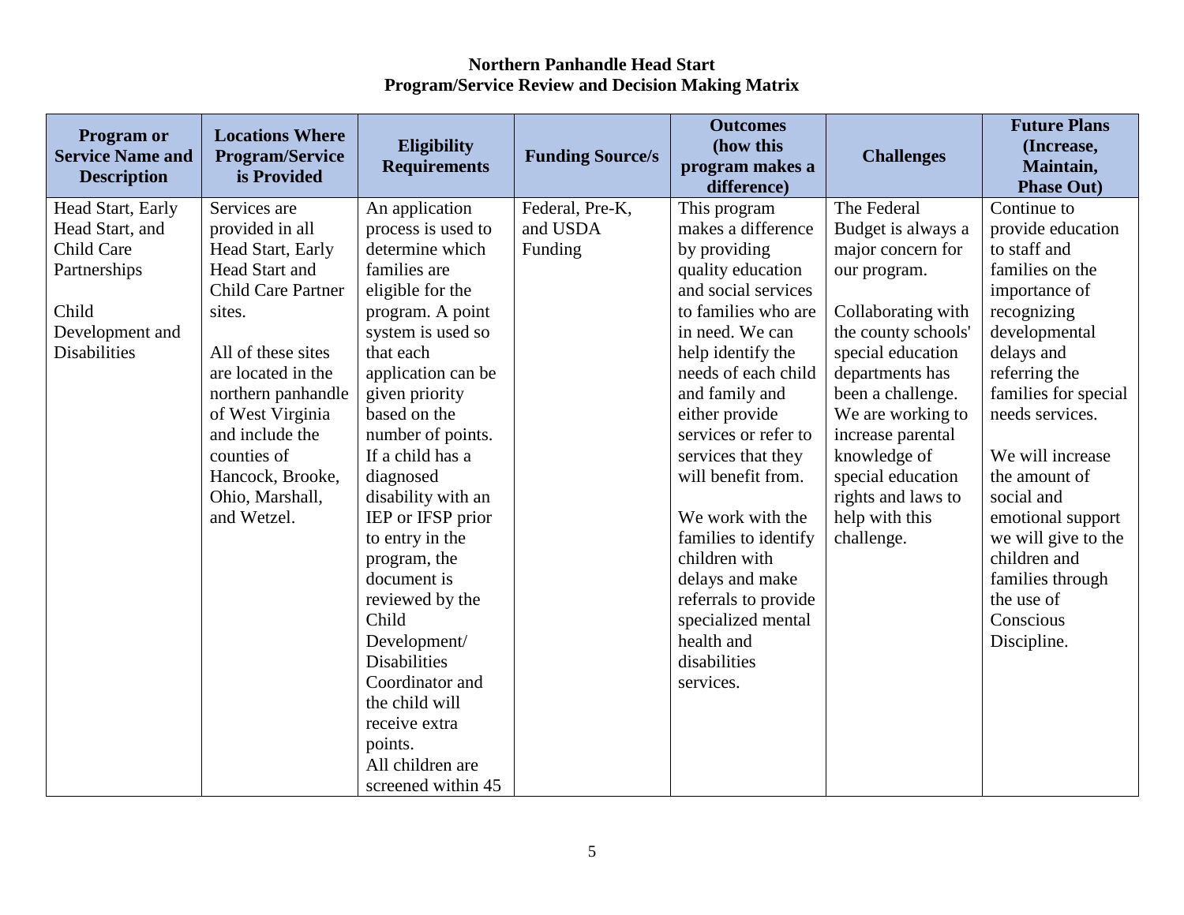**Northern Panhandle Head Start**
**Program/Service Review and Decision Making Matrix**

| Program or Service Name and Description | Locations Where Program/Service is Provided | Eligibility Requirements | Funding Source/s | Outcomes (how this program makes a difference) | Challenges | Future Plans (Increase, Maintain, Phase Out) |
|---|---|---|---|---|---|---|
| Head Start, Early Head Start, and Child Care Partnerships<br><br>Child Development and Disabilities | Services are provided in all Head Start, Early Head Start and Child Care Partner sites.<br><br>All of these sites are located in the northern panhandle of West Virginia and include the counties of Hancock, Brooke, Ohio, Marshall, and Wetzel. | An application process is used to determine which families are eligible for the program. A point system is used so that each application can be given priority based on the number of points. If a child has a diagnosed disability with an IEP or IFSP prior to entry in the program, the document is reviewed by the Child Development/ Disabilities Coordinator and the child will receive extra points.<br>All children are screened within 45 | Federal, Pre-K, and USDA Funding | This program makes a difference by providing quality education and social services to families who are in need. We can help identify the needs of each child and family and either provide services or refer to services that they will benefit from.<br><br>We work with the families to identify children with delays and make referrals to provide specialized mental health and disabilities services. | The Federal Budget is always a major concern for our program.<br><br>Collaborating with the county schools' special education departments has been a challenge. We are working to increase parental knowledge of special education rights and laws to help with this challenge. | Continue to provide education to staff and families on the importance of recognizing developmental delays and referring the families for special needs services.<br><br>We will increase the amount of social and emotional support we will give to the children and families through the use of Conscious Discipline. |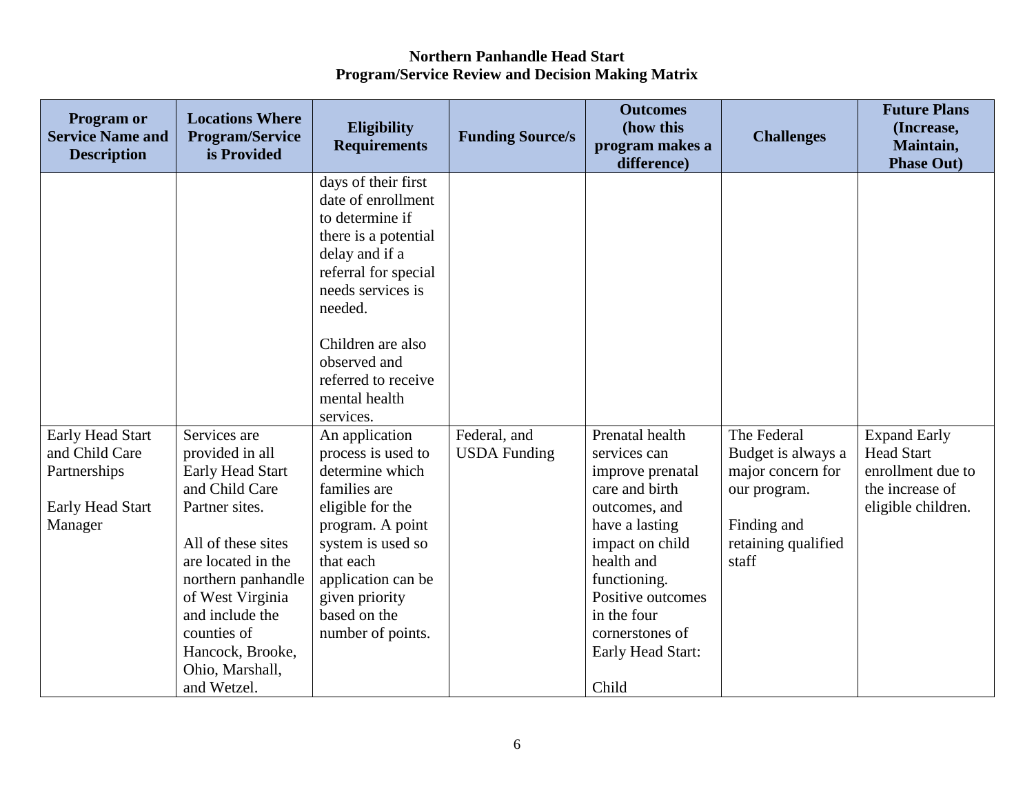# Northern Panhandle Head Start
## Program/Service Review and Decision Making Matrix

| Program or Service Name and Description | Locations Where Program/Service is Provided | Eligibility Requirements | Funding Source/s | Outcomes (how this program makes a difference) | Challenges | Future Plans (Increase, Maintain, Phase Out) |
|---|---|---|---|---|---|---|
| | | days of their first date of enrollment to determine if there is a potential delay and if a referral for special needs services is needed.<br><br>Children are also observed and referred to receive mental health services. | | | | |
| Early Head Start and Child Care Partnerships<br><br>Early Head Start Manager | Services are provided in all Early Head Start and Child Care Partner sites.<br><br>All of these sites are located in the northern panhandle of West Virginia and include the counties of Hancock, Brooke, Ohio, Marshall, and Wetzel. | An application process is used to determine which families are eligible for the program. A point system is used so that each application can be given priority based on the number of points. | Federal, and USDA Funding | Prenatal health services can improve prenatal care and birth outcomes, and have a lasting impact on child health and functioning. Positive outcomes in the four cornerstones of Early Head Start:<br><br>Child | The Federal Budget is always a major concern for our program.<br><br>Finding and retaining qualified staff | Expand Early Head Start enrollment due to the increase of eligible children. |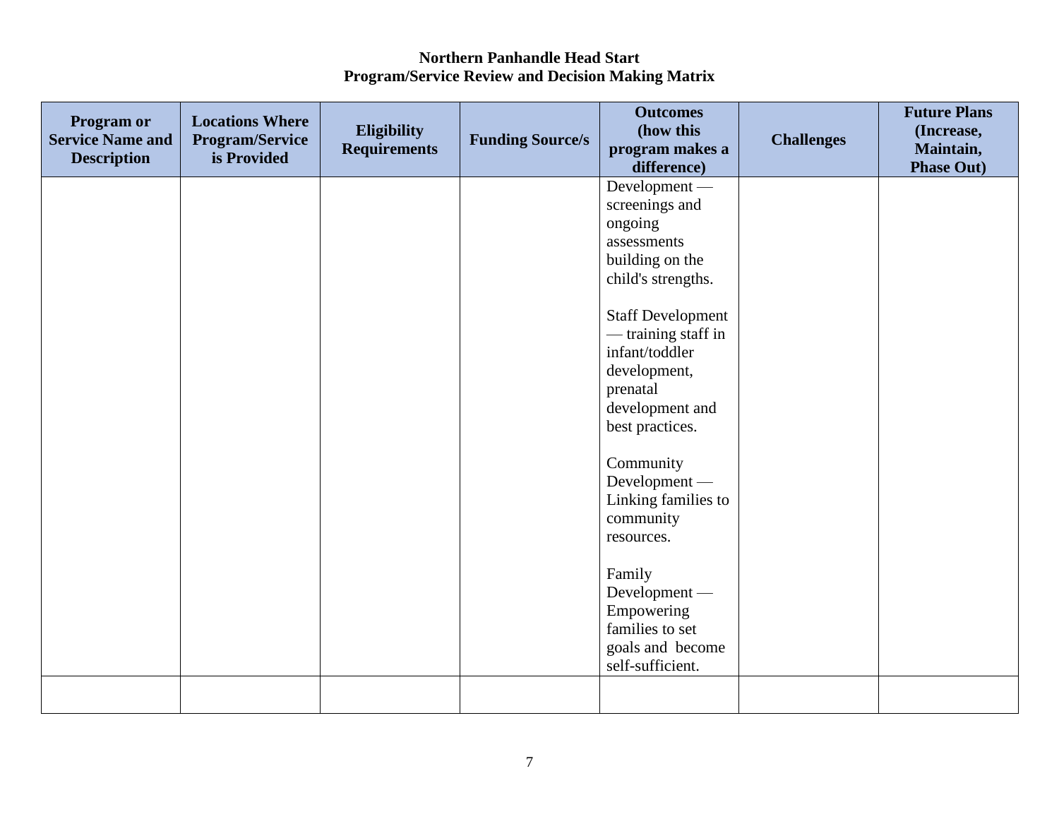**Northern Panhandle Head Start**
**Program/Service Review and Decision Making Matrix**

| Program or Service Name and Description | Locations Where Program/Service is Provided | Eligibility Requirements | Funding Source/s | Outcomes (how this program makes a difference) | Challenges | Future Plans (Increase, Maintain, Phase Out) |
|---|---|---|---|---|---|---|
| | | | | Development — screenings and ongoing assessments building on the child's strengths.<br><br>Staff Development — training staff in infant/toddler development, prenatal development and best practices.<br><br>Community Development — Linking families to community resources.<br><br>Family Development — Empowering families to set goals and become self-sufficient. | | |
| | | | | | | |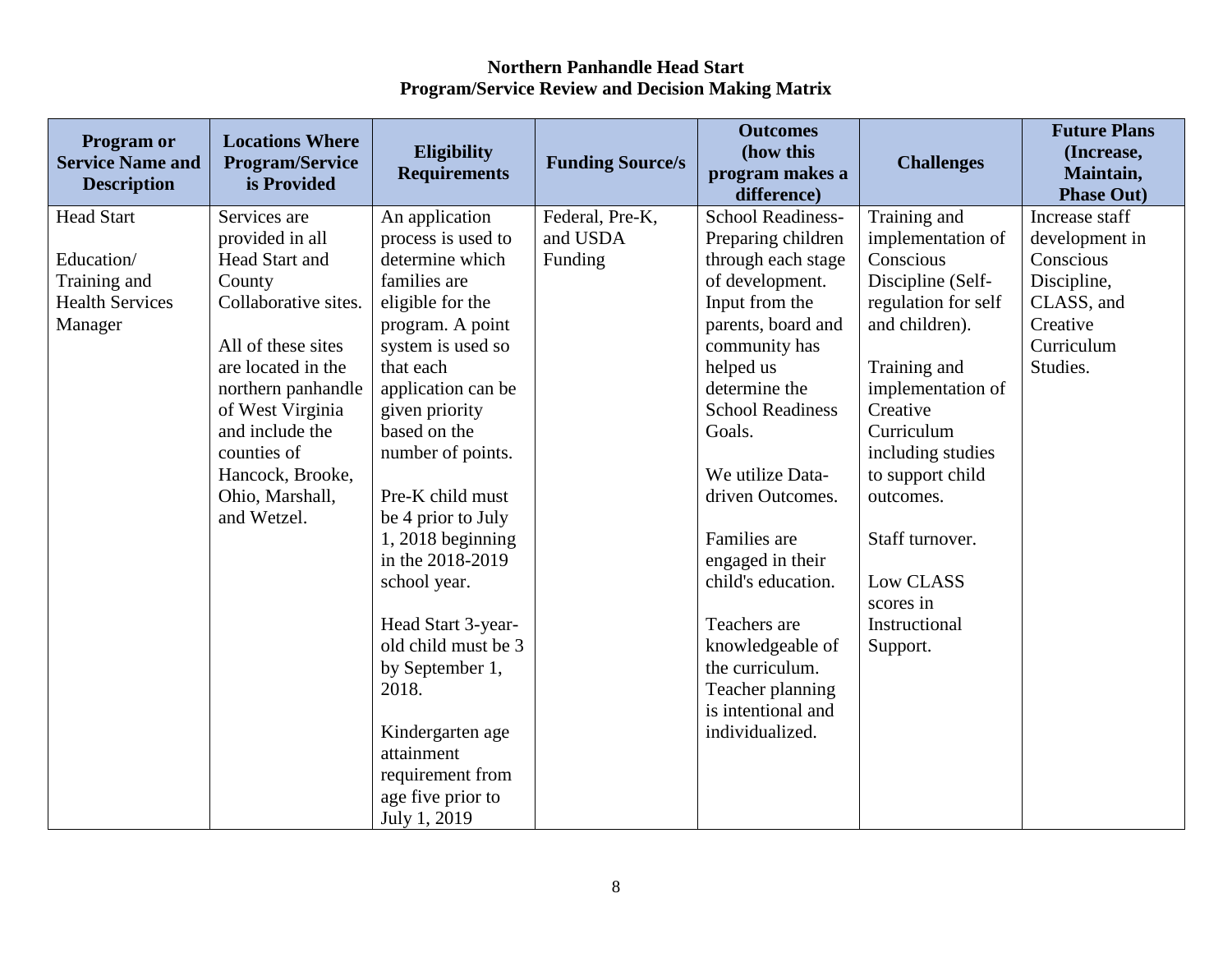# Northern Panhandle Head Start
## Program/Service Review and Decision Making Matrix

| Program or Service Name and Description | Locations Where Program/Service is Provided | Eligibility Requirements | Funding Source/s | Outcomes (how this program makes a difference) | Challenges | Future Plans (Increase, Maintain, Phase Out) |
|---|---|---|---|---|---|---|
| Head Start<br><br>Education/ Training and Health Services Manager | Services are provided in all Head Start and County Collaborative sites.<br><br>All of these sites are located in the northern panhandle of West Virginia and include the counties of Hancock, Brooke, Ohio, Marshall, and Wetzel. | An application process is used to determine which families are eligible for the program. A point system is used so that each application can be given priority based on the number of points.<br><br>Pre-K child must be 4 prior to July 1, 2018 beginning in the 2018-2019 school year.<br><br>Head Start 3-year-old child must be 3 by September 1, 2018.<br><br>Kindergarten age attainment requirement from age five prior to July 1, 2019 | Federal, Pre-K, and USDA Funding | School Readiness- Preparing children through each stage of development. Input from the parents, board and community has helped us determine the School Readiness Goals.<br><br>We utilize Data-driven Outcomes.<br><br>Families are engaged in their child's education.<br><br>Teachers are knowledgeable of the curriculum. Teacher planning is intentional and individualized. | Training and implementation of Conscious Discipline (Self-regulation for self and children).<br><br>Training and implementation of Creative Curriculum including studies to support child outcomes.<br><br>Staff turnover.<br><br>Low CLASS scores in Instructional Support. | Increase staff development in Conscious Discipline, CLASS, and Creative Curriculum Studies. |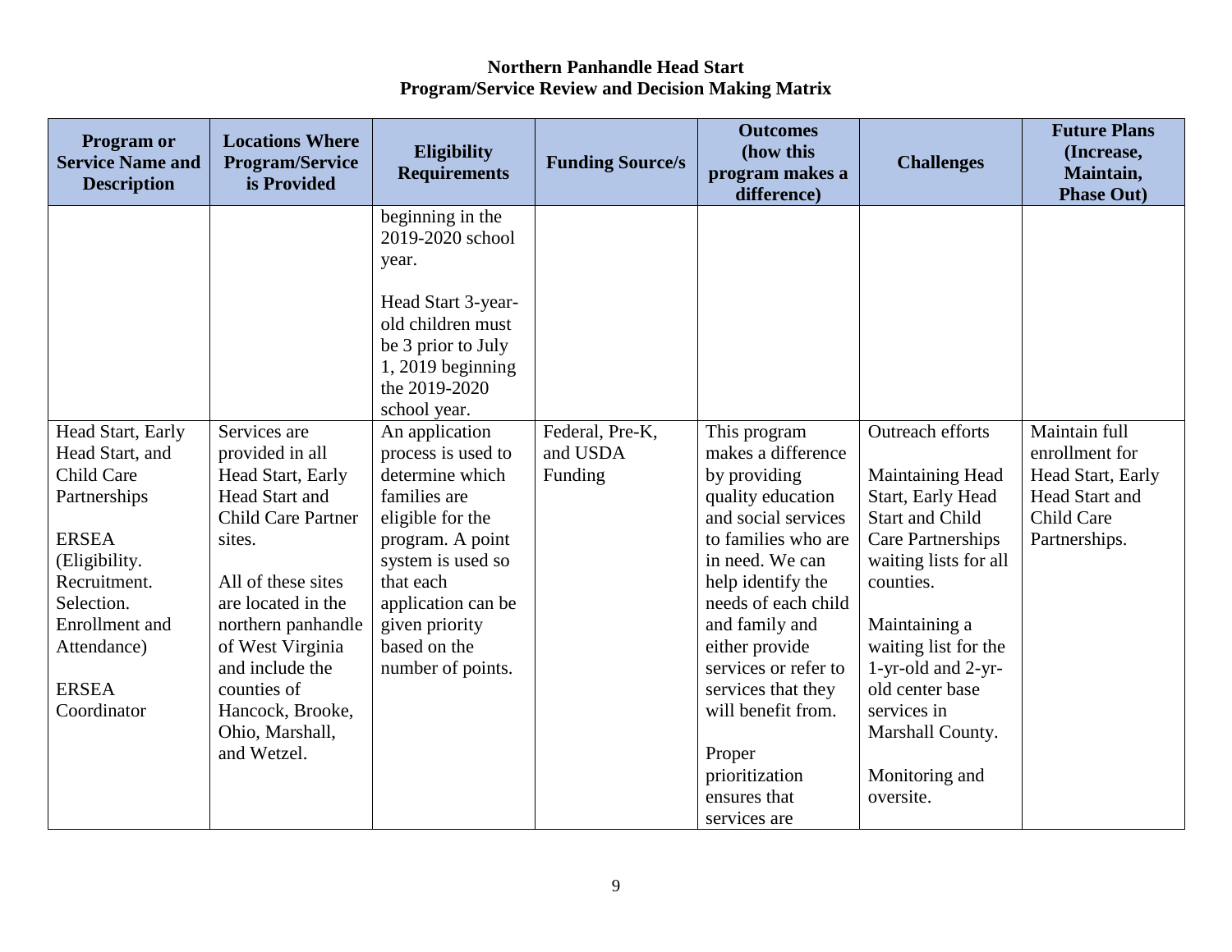**Northern Panhandle Head Start**
**Program/Service Review and Decision Making Matrix**

| Program or Service Name and Description | Locations Where Program/Service is Provided | Eligibility Requirements | Funding Source/s | Outcomes (how this program makes a difference) | Challenges | Future Plans (Increase, Maintain, Phase Out) |
|---|---|---|---|---|---|---|
| | | beginning in the 2019-2020 school year.<br><br>Head Start 3-year-old children must be 3 prior to July 1, 2019 beginning the 2019-2020 school year. | | | | |
| Head Start, Early Head Start, and Child Care Partnerships<br><br>ERSEA (Eligibility. Recruitment. Selection. Enrollment and Attendance)<br><br>ERSEA Coordinator | Services are provided in all Head Start, Early Head Start and Child Care Partner sites.<br><br>All of these sites are located in the northern panhandle of West Virginia and include the counties of Hancock, Brooke, Ohio, Marshall, and Wetzel. | An application process is used to determine which families are eligible for the program. A point system is used so that each application can be given priority based on the number of points. | Federal, Pre-K, and USDA Funding | This program makes a difference by providing quality education and social services to families who are in need. We can help identify the needs of each child and family and either provide services or refer to services that they will benefit from.<br><br>Proper prioritization ensures that services are | Outreach efforts<br><br>Maintaining Head Start, Early Head Start and Child Care Partnerships waiting lists for all counties.<br><br>Maintaining a waiting list for the 1-yr-old and 2-yr-old center base services in Marshall County.<br><br>Monitoring and oversite. | Maintain full enrollment for Head Start, Early Head Start and Child Care Partnerships. |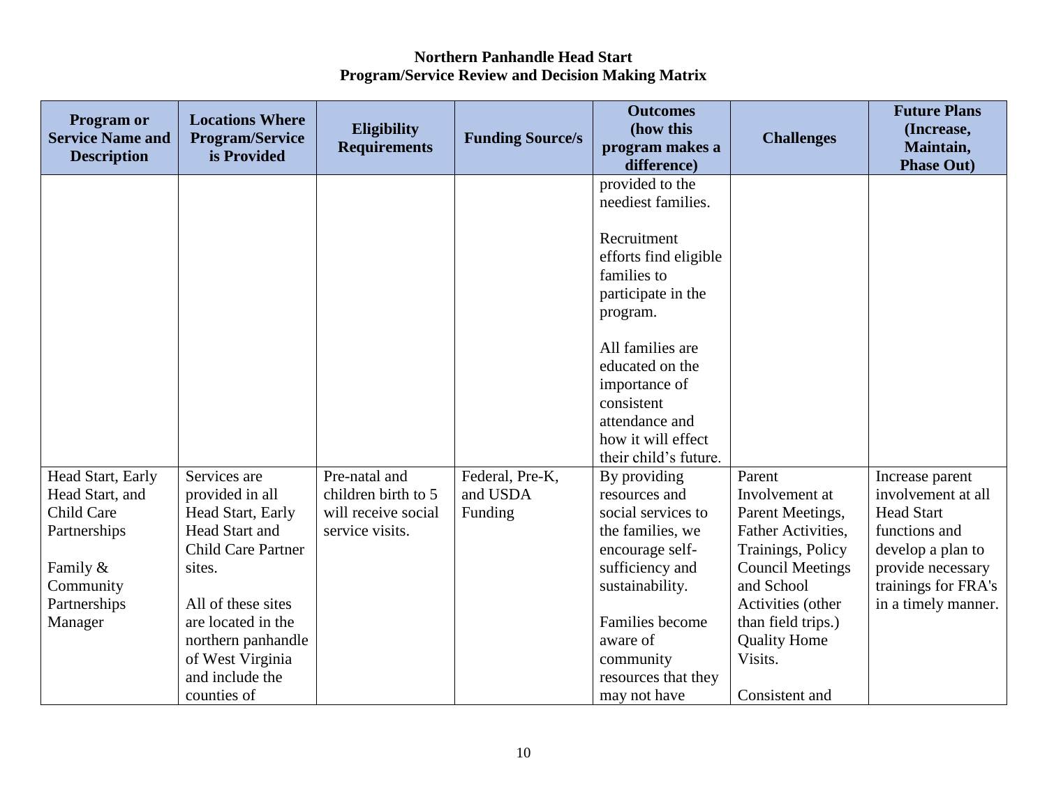**Northern Panhandle Head Start**
**Program/Service Review and Decision Making Matrix**

| Program or Service Name and Description | Locations Where Program/Service is Provided | Eligibility Requirements | Funding Source/s | Outcomes (how this program makes a difference) | Challenges | Future Plans (Increase, Maintain, Phase Out) |
|---|---|---|---|---|---|---|
| | | | | provided to the neediest families.<br><br>Recruitment efforts find eligible families to participate in the program.<br><br>All families are educated on the importance of consistent attendance and how it will effect their child's future. | | |
| Head Start, Early Head Start, and Child Care Partnerships<br><br>Family & Community Partnerships Manager | Services are provided in all Head Start, Early Head Start and Child Care Partner sites.<br><br>All of these sites are located in the northern panhandle of West Virginia and include the counties of | Pre-natal and children birth to 5 will receive social service visits. | Federal, Pre-K, and USDA Funding | By providing resources and social services to the families, we encourage self-sufficiency and sustainability.<br><br>Families become aware of community resources that they may not have | Parent Involvement at Parent Meetings, Father Activities, Trainings, Policy Council Meetings and School Activities (other than field trips.) Quality Home Visits.<br><br>Consistent and | Increase parent involvement at all Head Start functions and develop a plan to provide necessary trainings for FRA's in a timely manner. |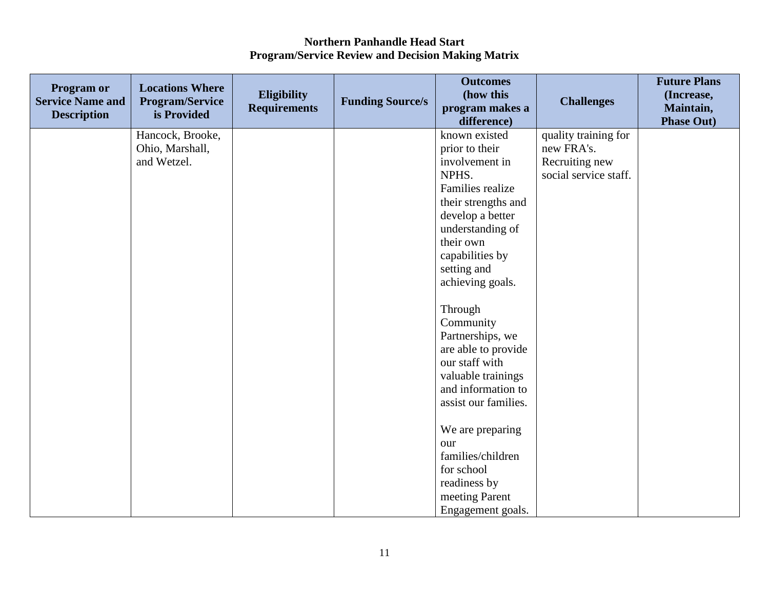**Northern Panhandle Head Start**
**Program/Service Review and Decision Making Matrix**

| Program or Service Name and Description | Locations Where Program/Service is Provided | Eligibility Requirements | Funding Source/s | Outcomes (how this program makes a difference) | Challenges | Future Plans (Increase, Maintain, Phase Out) |
|---|---|---|---|---|---|---|
| | Hancock, Brooke, Ohio, Marshall, and Wetzel. | | | known existed prior to their involvement in NPHS. Families realize their strengths and develop a better understanding of their own capabilities by setting and achieving goals.<br><br>Through Community Partnerships, we are able to provide our staff with valuable trainings and information to assist our families.<br><br>We are preparing our families/children for school readiness by meeting Parent Engagement goals. | quality training for new FRA's. Recruiting new social service staff. | |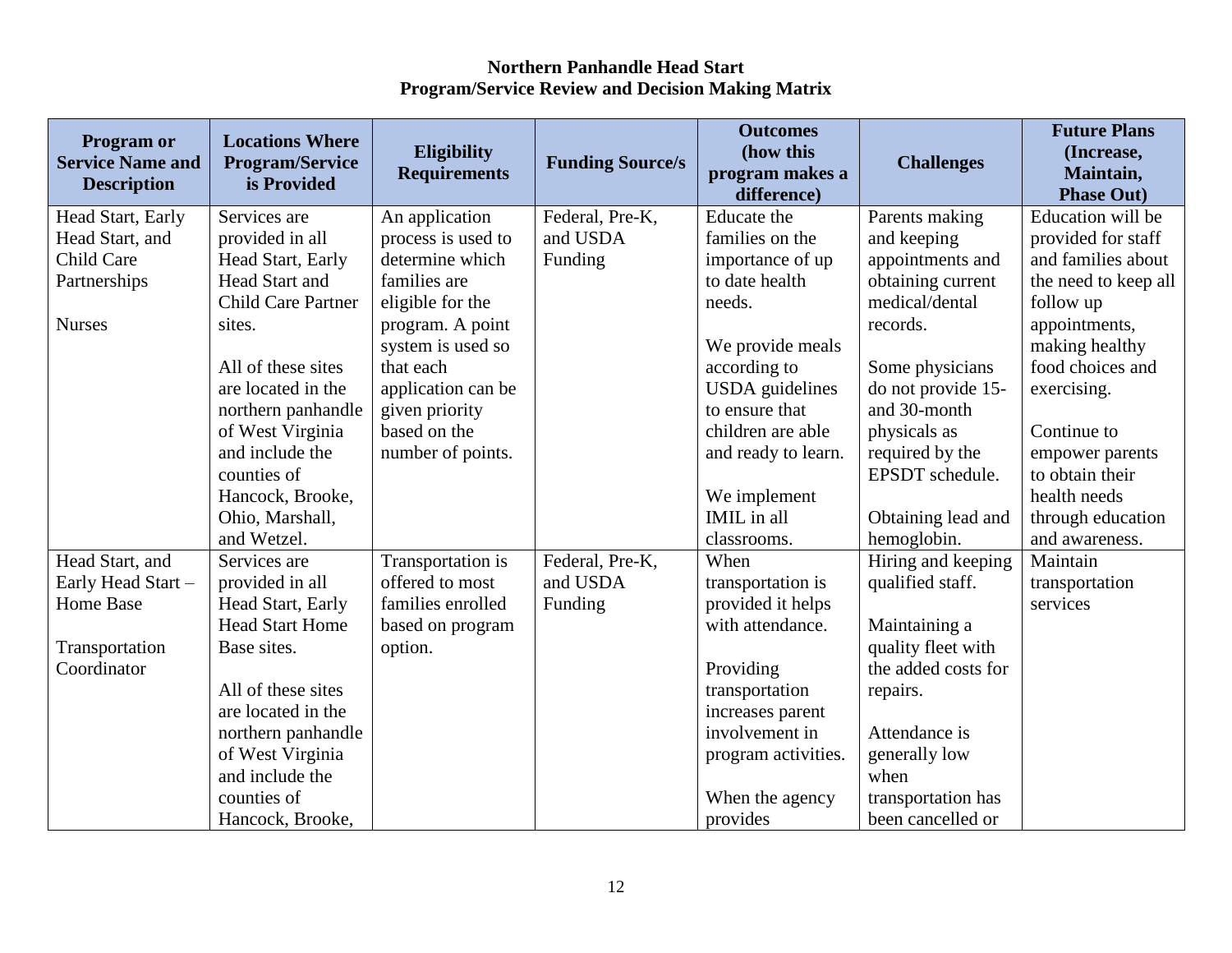**Northern Panhandle Head Start**
**Program/Service Review and Decision Making Matrix**

| Program or Service Name and Description | Locations Where Program/Service is Provided | Eligibility Requirements | Funding Source/s | Outcomes (how this program makes a difference) | Challenges | Future Plans (Increase, Maintain, Phase Out) |
|---|---|---|---|---|---|---|
| Head Start, Early Head Start, and Child Care Partnerships<br><br>Nurses | Services are provided in all Head Start, Early Head Start and Child Care Partner sites.<br><br>All of these sites are located in the northern panhandle of West Virginia and include the counties of Hancock, Brooke, Ohio, Marshall, and Wetzel. | An application process is used to determine which families are eligible for the program. A point system is used so that each application can be given priority based on the number of points. | Federal, Pre-K, and USDA Funding | Educate the families on the importance of up to date health needs.<br><br>We provide meals according to USDA guidelines to ensure that children are able and ready to learn.<br><br>We implement IMIL in all classrooms. | Parents making and keeping appointments and obtaining current medical/dental records.<br><br>Some physicians do not provide 15- and 30-month physicals as required by the EPSDT schedule.<br><br>Obtaining lead and hemoglobin. | Education will be provided for staff and families about the need to keep all follow up appointments, making healthy food choices and exercising.<br><br>Continue to empower parents to obtain their health needs through education and awareness. |
| Head Start, and Early Head Start – Home Base<br><br>Transportation Coordinator | Services are provided in all Head Start, Early Head Start Home Base sites.<br><br>All of these sites are located in the northern panhandle of West Virginia and include the counties of Hancock, Brooke, | Transportation is offered to most families enrolled based on program option. | Federal, Pre-K, and USDA Funding | When transportation is provided it helps with attendance.<br><br>Providing transportation increases parent involvement in program activities.<br><br>When the agency provides | Hiring and keeping qualified staff.<br><br>Maintaining a quality fleet with the added costs for repairs.<br><br>Attendance is generally low when transportation has been cancelled or | Maintain transportation services |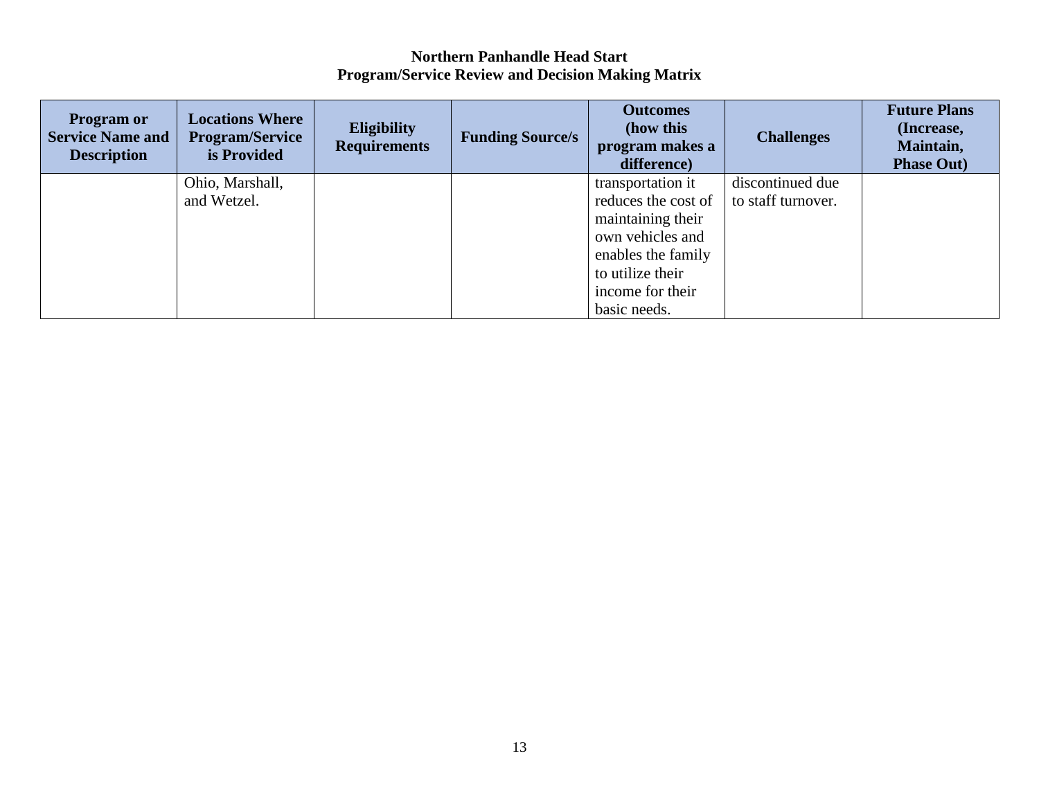**Northern Panhandle Head Start**
**Program/Service Review and Decision Making Matrix**

| Program or Service Name and Description | Locations Where Program/Service is Provided | Eligibility Requirements | Funding Source/s | Outcomes (how this program makes a difference) | Challenges | Future Plans (Increase, Maintain, Phase Out) |
|---|---|---|---|---|---|---|
| | Ohio, Marshall, and Wetzel. | | | transportation it reduces the cost of maintaining their own vehicles and enables the family to utilize their income for their basic needs. | discontinued due to staff turnover. | |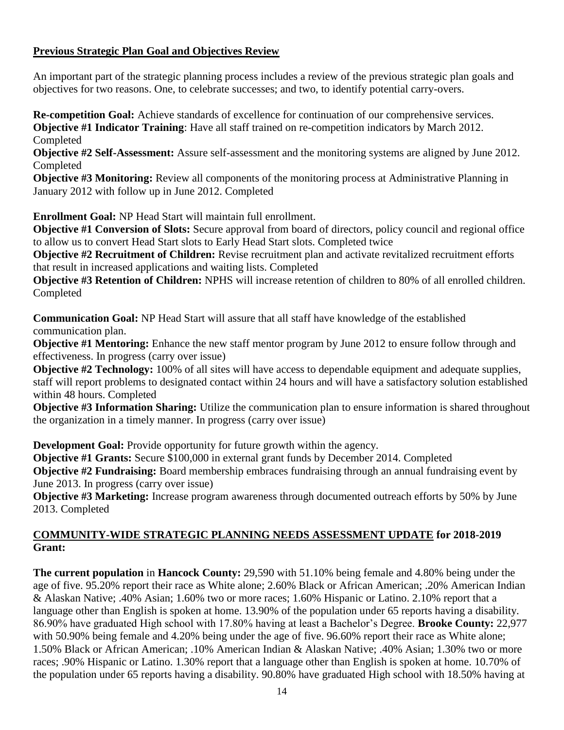## Previous Strategic Plan Goal and Objectives Review

An important part of the strategic planning process includes a review of the previous strategic plan goals and objectives for two reasons. One, to celebrate successes; and two, to identify potential carry-overs.

**Re-competition Goal:** Achieve standards of excellence for continuation of our comprehensive services.
**Objective #1 Indicator Training**: Have all staff trained on re-competition indicators by March 2012. Completed
**Objective #2 Self-Assessment:** Assure self-assessment and the monitoring systems are aligned by June 2012. Completed
**Objective #3 Monitoring:** Review all components of the monitoring process at Administrative Planning in January 2012 with follow up in June 2012. Completed

**Enrollment Goal:** NP Head Start will maintain full enrollment.
**Objective #1 Conversion of Slots:** Secure approval from board of directors, policy council and regional office to allow us to convert Head Start slots to Early Head Start slots. Completed twice
**Objective #2 Recruitment of Children:** Revise recruitment plan and activate revitalized recruitment efforts that result in increased applications and waiting lists. Completed
**Objective #3 Retention of Children:** NPHS will increase retention of children to 80% of all enrolled children. Completed

**Communication Goal:** NP Head Start will assure that all staff have knowledge of the established communication plan.
**Objective #1 Mentoring:** Enhance the new staff mentor program by June 2012 to ensure follow through and effectiveness. In progress (carry over issue)
**Objective #2 Technology:** 100% of all sites will have access to dependable equipment and adequate supplies, staff will report problems to designated contact within 24 hours and will have a satisfactory solution established within 48 hours. Completed
**Objective #3 Information Sharing:** Utilize the communication plan to ensure information is shared throughout the organization in a timely manner. In progress (carry over issue)

**Development Goal:** Provide opportunity for future growth within the agency.
**Objective #1 Grants:** Secure $100,000 in external grant funds by December 2014. Completed
**Objective #2 Fundraising:** Board membership embraces fundraising through an annual fundraising event by June 2013. In progress (carry over issue)
**Objective #3 Marketing:** Increase program awareness through documented outreach efforts by 50% by June 2013. Completed

## COMMUNITY-WIDE STRATEGIC PLANNING NEEDS ASSESSMENT UPDATE for 2018-2019 Grant:

**The current population** in **Hancock County:** 29,590 with 51.10% being female and 4.80% being under the age of five. 95.20% report their race as White alone; 2.60% Black or African American; .20% American Indian & Alaskan Native; .40% Asian; 1.60% two or more races; 1.60% Hispanic or Latino. 2.10% report that a language other than English is spoken at home. 13.90% of the population under 65 reports having a disability. 86.90% have graduated High school with 17.80% having at least a Bachelor's Degree. **Brooke County:** 22,977 with 50.90% being female and 4.20% being under the age of five. 96.60% report their race as White alone; 1.50% Black or African American; .10% American Indian & Alaskan Native; .40% Asian; 1.30% two or more races; .90% Hispanic or Latino. 1.30% report that a language other than English is spoken at home. 10.70% of the population under 65 reports having a disability. 90.80% have graduated High school with 18.50% having at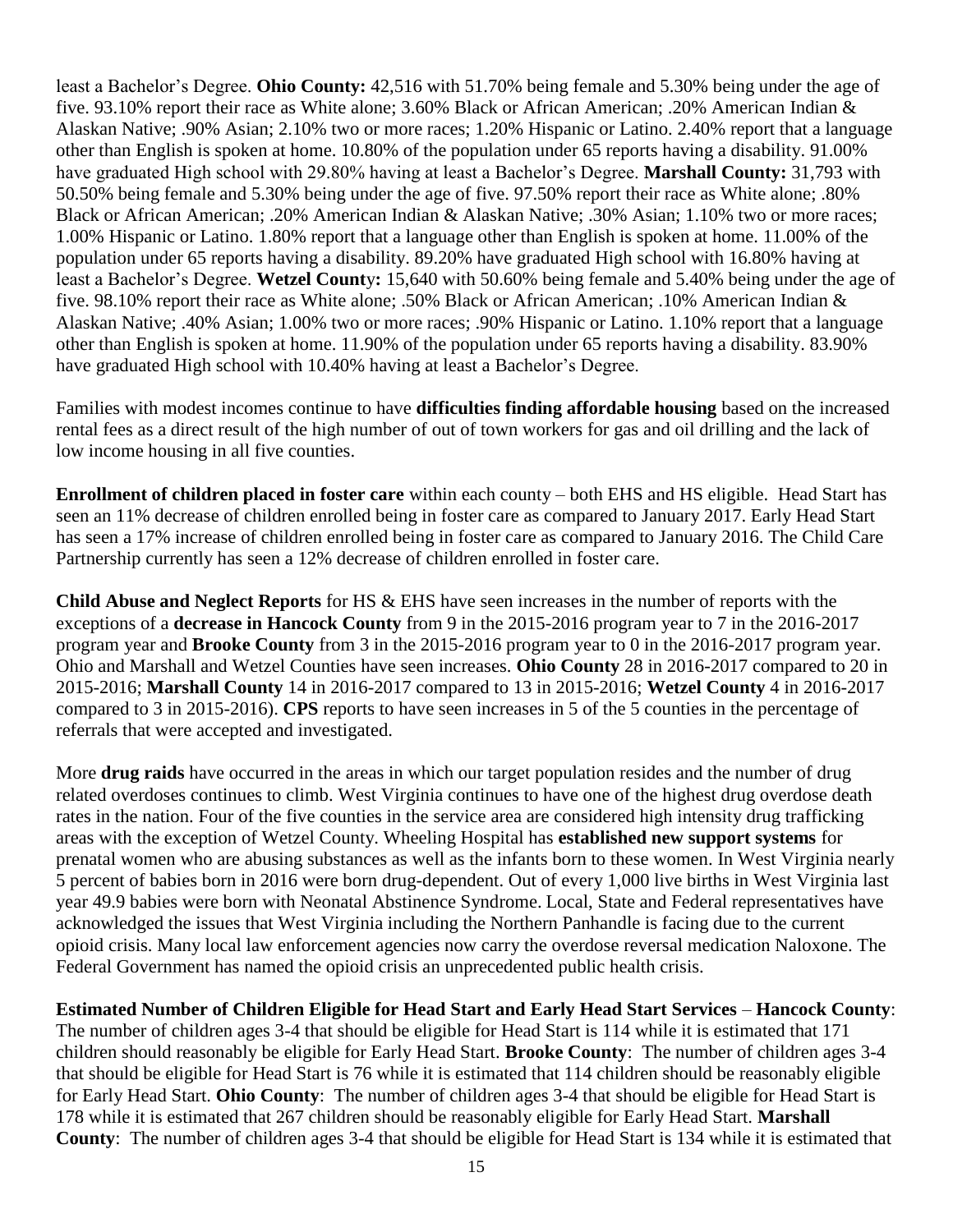least a Bachelor's Degree. **Ohio County:** 42,516 with 51.70% being female and 5.30% being under the age of five. 93.10% report their race as White alone; 3.60% Black or African American; .20% American Indian & Alaskan Native; .90% Asian; 2.10% two or more races; 1.20% Hispanic or Latino. 2.40% report that a language other than English is spoken at home. 10.80% of the population under 65 reports having a disability. 91.00% have graduated High school with 29.80% having at least a Bachelor's Degree. **Marshall County:** 31,793 with 50.50% being female and 5.30% being under the age of five. 97.50% report their race as White alone; .80% Black or African American; .20% American Indian & Alaskan Native; .30% Asian; 1.10% two or more races; 1.00% Hispanic or Latino. 1.80% report that a language other than English is spoken at home. 11.00% of the population under 65 reports having a disability. 89.20% have graduated High school with 16.80% having at least a Bachelor's Degree. **Wetzel County:** 15,640 with 50.60% being female and 5.40% being under the age of five. 98.10% report their race as White alone; .50% Black or African American; .10% American Indian & Alaskan Native; .40% Asian; 1.00% two or more races; .90% Hispanic or Latino. 1.10% report that a language other than English is spoken at home. 11.90% of the population under 65 reports having a disability. 83.90% have graduated High school with 10.40% having at least a Bachelor's Degree.

Families with modest incomes continue to have **difficulties finding affordable housing** based on the increased rental fees as a direct result of the high number of out of town workers for gas and oil drilling and the lack of low income housing in all five counties.

**Enrollment of children placed in foster care** within each county – both EHS and HS eligible. Head Start has seen an 11% decrease of children enrolled being in foster care as compared to January 2017. Early Head Start has seen a 17% increase of children enrolled being in foster care as compared to January 2016. The Child Care Partnership currently has seen a 12% decrease of children enrolled in foster care.

**Child Abuse and Neglect Reports** for HS & EHS have seen increases in the number of reports with the exceptions of a **decrease in Hancock County** from 9 in the 2015-2016 program year to 7 in the 2016-2017 program year and **Brooke County** from 3 in the 2015-2016 program year to 0 in the 2016-2017 program year. Ohio and Marshall and Wetzel Counties have seen increases. **Ohio County** 28 in 2016-2017 compared to 20 in 2015-2016; **Marshall County** 14 in 2016-2017 compared to 13 in 2015-2016; **Wetzel County** 4 in 2016-2017 compared to 3 in 2015-2016). **CPS** reports to have seen increases in 5 of the 5 counties in the percentage of referrals that were accepted and investigated.

More **drug raids** have occurred in the areas in which our target population resides and the number of drug related overdoses continues to climb. West Virginia continues to have one of the highest drug overdose death rates in the nation. Four of the five counties in the service area are considered high intensity drug trafficking areas with the exception of Wetzel County. Wheeling Hospital has **established new support systems** for prenatal women who are abusing substances as well as the infants born to these women. In West Virginia nearly 5 percent of babies born in 2016 were born drug-dependent. Out of every 1,000 live births in West Virginia last year 49.9 babies were born with Neonatal Abstinence Syndrome. Local, State and Federal representatives have acknowledged the issues that West Virginia including the Northern Panhandle is facing due to the current opioid crisis. Many local law enforcement agencies now carry the overdose reversal medication Naloxone. The Federal Government has named the opioid crisis an unprecedented public health crisis.

**Estimated Number of Children Eligible for Head Start and Early Head Start Services** – **Hancock County**: The number of children ages 3-4 that should be eligible for Head Start is 114 while it is estimated that 171 children should reasonably be eligible for Early Head Start. **Brooke County**: The number of children ages 3-4 that should be eligible for Head Start is 76 while it is estimated that 114 children should be reasonably eligible for Early Head Start. **Ohio County**: The number of children ages 3-4 that should be eligible for Head Start is 178 while it is estimated that 267 children should be reasonably eligible for Early Head Start. **Marshall County**: The number of children ages 3-4 that should be eligible for Head Start is 134 while it is estimated that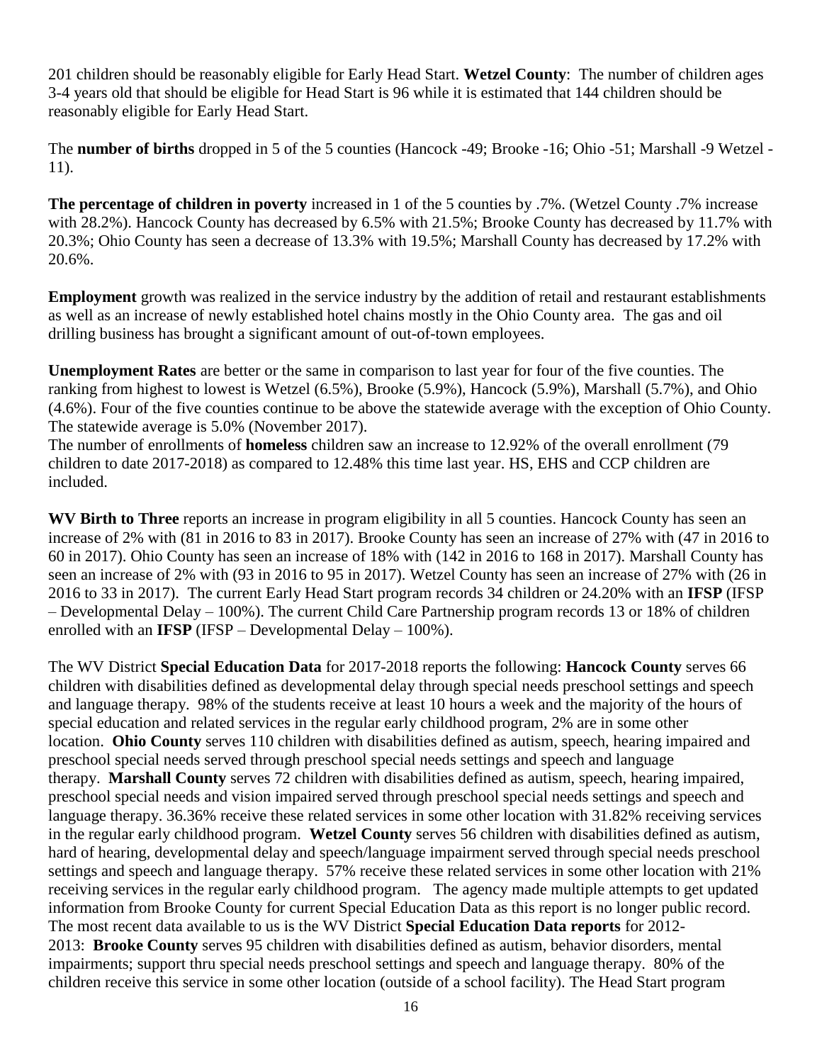201 children should be reasonably eligible for Early Head Start. **Wetzel County**: The number of children ages 3-4 years old that should be eligible for Head Start is 96 while it is estimated that 144 children should be reasonably eligible for Early Head Start.

The **number of births** dropped in 5 of the 5 counties (Hancock -49; Brooke -16; Ohio -51; Marshall -9 Wetzel -11).

**The percentage of children in poverty** increased in 1 of the 5 counties by .7%. (Wetzel County .7% increase with 28.2%). Hancock County has decreased by 6.5% with 21.5%; Brooke County has decreased by 11.7% with 20.3%; Ohio County has seen a decrease of 13.3% with 19.5%; Marshall County has decreased by 17.2% with 20.6%.

**Employment** growth was realized in the service industry by the addition of retail and restaurant establishments as well as an increase of newly established hotel chains mostly in the Ohio County area. The gas and oil drilling business has brought a significant amount of out-of-town employees.

**Unemployment Rates** are better or the same in comparison to last year for four of the five counties. The ranking from highest to lowest is Wetzel (6.5%), Brooke (5.9%), Hancock (5.9%), Marshall (5.7%), and Ohio (4.6%). Four of the five counties continue to be above the statewide average with the exception of Ohio County. The statewide average is 5.0% (November 2017).

The number of enrollments of **homeless** children saw an increase to 12.92% of the overall enrollment (79 children to date 2017-2018) as compared to 12.48% this time last year. HS, EHS and CCP children are included.

**WV Birth to Three** reports an increase in program eligibility in all 5 counties. Hancock County has seen an increase of 2% with (81 in 2016 to 83 in 2017). Brooke County has seen an increase of 27% with (47 in 2016 to 60 in 2017). Ohio County has seen an increase of 18% with (142 in 2016 to 168 in 2017). Marshall County has seen an increase of 2% with (93 in 2016 to 95 in 2017). Wetzel County has seen an increase of 27% with (26 in 2016 to 33 in 2017). The current Early Head Start program records 34 children or 24.20% with an **IFSP** (IFSP – Developmental Delay – 100%). The current Child Care Partnership program records 13 or 18% of children enrolled with an **IFSP** (IFSP – Developmental Delay – 100%).

The WV District **Special Education Data** for 2017-2018 reports the following: **Hancock County** serves 66 children with disabilities defined as developmental delay through special needs preschool settings and speech and language therapy. 98% of the students receive at least 10 hours a week and the majority of the hours of special education and related services in the regular early childhood program, 2% are in some other location. **Ohio County** serves 110 children with disabilities defined as autism, speech, hearing impaired and preschool special needs served through preschool special needs settings and speech and language therapy. **Marshall County** serves 72 children with disabilities defined as autism, speech, hearing impaired, preschool special needs and vision impaired served through preschool special needs settings and speech and language therapy. 36.36% receive these related services in some other location with 31.82% receiving services in the regular early childhood program. **Wetzel County** serves 56 children with disabilities defined as autism, hard of hearing, developmental delay and speech/language impairment served through special needs preschool settings and speech and language therapy. 57% receive these related services in some other location with 21% receiving services in the regular early childhood program. The agency made multiple attempts to get updated information from Brooke County for current Special Education Data as this report is no longer public record. The most recent data available to us is the WV District **Special Education Data reports** for 2012-2013: **Brooke County** serves 95 children with disabilities defined as autism, behavior disorders, mental impairments; support thru special needs preschool settings and speech and language therapy. 80% of the children receive this service in some other location (outside of a school facility). The Head Start program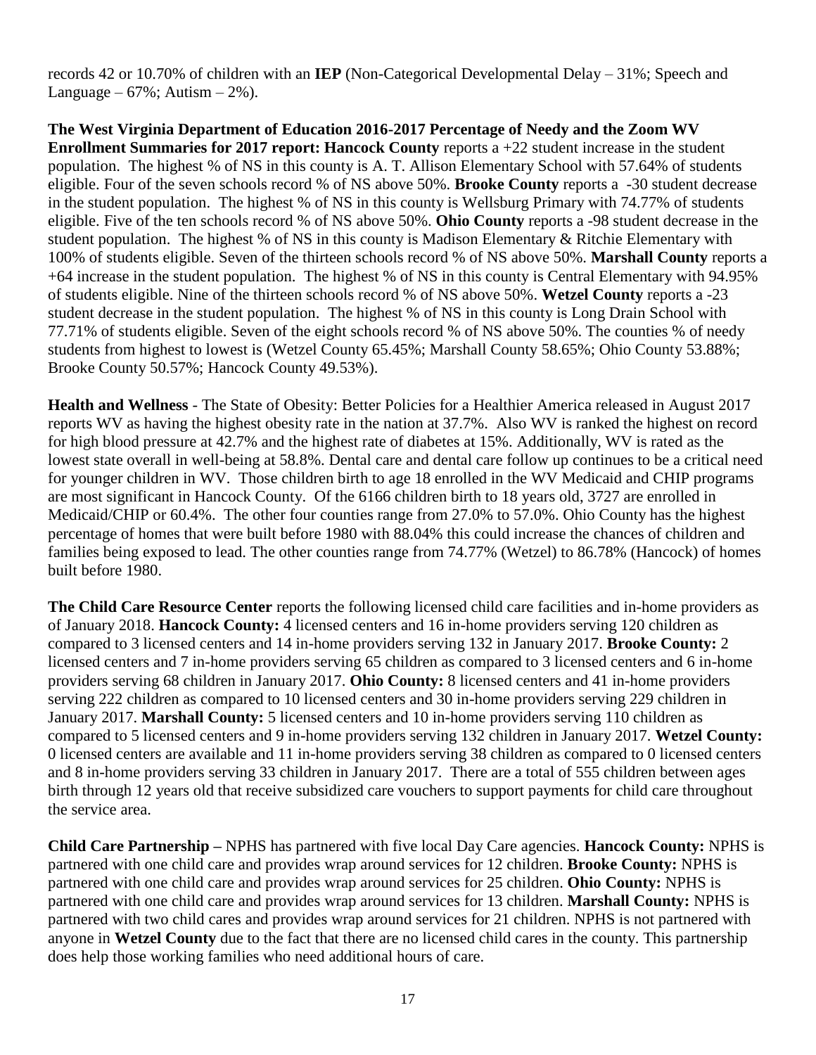records 42 or 10.70% of children with an **IEP** (Non-Categorical Developmental Delay – 31%; Speech and Language – 67%; Autism – 2%).

**The West Virginia Department of Education 2016-2017 Percentage of Needy and the Zoom WV Enrollment Summaries for 2017 report: Hancock County** reports a +22 student increase in the student population. The highest % of NS in this county is A. T. Allison Elementary School with 57.64% of students eligible. Four of the seven schools record % of NS above 50%. **Brooke County** reports a -30 student decrease in the student population. The highest % of NS in this county is Wellsburg Primary with 74.77% of students eligible. Five of the ten schools record % of NS above 50%. **Ohio County** reports a -98 student decrease in the student population. The highest % of NS in this county is Madison Elementary & Ritchie Elementary with 100% of students eligible. Seven of the thirteen schools record % of NS above 50%. **Marshall County** reports a +64 increase in the student population. The highest % of NS in this county is Central Elementary with 94.95% of students eligible. Nine of the thirteen schools record % of NS above 50%. **Wetzel County** reports a -23 student decrease in the student population. The highest % of NS in this county is Long Drain School with 77.71% of students eligible. Seven of the eight schools record % of NS above 50%. The counties % of needy students from highest to lowest is (Wetzel County 65.45%; Marshall County 58.65%; Ohio County 53.88%; Brooke County 50.57%; Hancock County 49.53%).

**Health and Wellness** - The State of Obesity: Better Policies for a Healthier America released in August 2017 reports WV as having the highest obesity rate in the nation at 37.7%. Also WV is ranked the highest on record for high blood pressure at 42.7% and the highest rate of diabetes at 15%. Additionally, WV is rated as the lowest state overall in well-being at 58.8%. Dental care and dental care follow up continues to be a critical need for younger children in WV. Those children birth to age 18 enrolled in the WV Medicaid and CHIP programs are most significant in Hancock County. Of the 6166 children birth to 18 years old, 3727 are enrolled in Medicaid/CHIP or 60.4%. The other four counties range from 27.0% to 57.0%. Ohio County has the highest percentage of homes that were built before 1980 with 88.04% this could increase the chances of children and families being exposed to lead. The other counties range from 74.77% (Wetzel) to 86.78% (Hancock) of homes built before 1980.

**The Child Care Resource Center** reports the following licensed child care facilities and in-home providers as of January 2018. **Hancock County:** 4 licensed centers and 16 in-home providers serving 120 children as compared to 3 licensed centers and 14 in-home providers serving 132 in January 2017. **Brooke County:** 2 licensed centers and 7 in-home providers serving 65 children as compared to 3 licensed centers and 6 in-home providers serving 68 children in January 2017. **Ohio County:** 8 licensed centers and 41 in-home providers serving 222 children as compared to 10 licensed centers and 30 in-home providers serving 229 children in January 2017. **Marshall County:** 5 licensed centers and 10 in-home providers serving 110 children as compared to 5 licensed centers and 9 in-home providers serving 132 children in January 2017. **Wetzel County:** 0 licensed centers are available and 11 in-home providers serving 38 children as compared to 0 licensed centers and 8 in-home providers serving 33 children in January 2017. There are a total of 555 children between ages birth through 12 years old that receive subsidized care vouchers to support payments for child care throughout the service area.

**Child Care Partnership –** NPHS has partnered with five local Day Care agencies. **Hancock County:** NPHS is partnered with one child care and provides wrap around services for 12 children. **Brooke County:** NPHS is partnered with one child care and provides wrap around services for 25 children. **Ohio County:** NPHS is partnered with one child care and provides wrap around services for 13 children. **Marshall County:** NPHS is partnered with two child cares and provides wrap around services for 21 children. NPHS is not partnered with anyone in **Wetzel County** due to the fact that there are no licensed child cares in the county. This partnership does help those working families who need additional hours of care.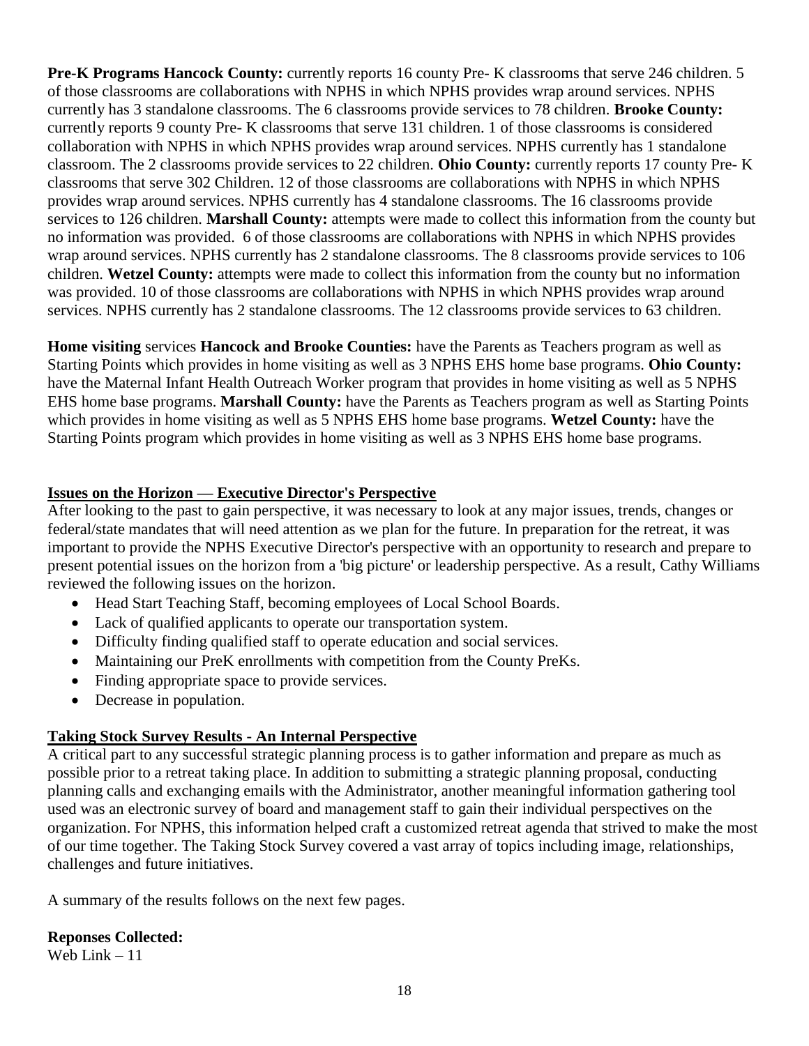**Pre-K Programs Hancock County:** currently reports 16 county Pre- K classrooms that serve 246 children. 5 of those classrooms are collaborations with NPHS in which NPHS provides wrap around services. NPHS currently has 3 standalone classrooms. The 6 classrooms provide services to 78 children. **Brooke County:** currently reports 9 county Pre- K classrooms that serve 131 children. 1 of those classrooms is considered collaboration with NPHS in which NPHS provides wrap around services. NPHS currently has 1 standalone classroom. The 2 classrooms provide services to 22 children. **Ohio County:** currently reports 17 county Pre- K classrooms that serve 302 Children. 12 of those classrooms are collaborations with NPHS in which NPHS provides wrap around services. NPHS currently has 4 standalone classrooms. The 16 classrooms provide services to 126 children. **Marshall County:** attempts were made to collect this information from the county but no information was provided. 6 of those classrooms are collaborations with NPHS in which NPHS provides wrap around services. NPHS currently has 2 standalone classrooms. The 8 classrooms provide services to 106 children. **Wetzel County:** attempts were made to collect this information from the county but no information was provided. 10 of those classrooms are collaborations with NPHS in which NPHS provides wrap around services. NPHS currently has 2 standalone classrooms. The 12 classrooms provide services to 63 children.

**Home visiting** services **Hancock and Brooke Counties:** have the Parents as Teachers program as well as Starting Points which provides in home visiting as well as 3 NPHS EHS home base programs. **Ohio County:** have the Maternal Infant Health Outreach Worker program that provides in home visiting as well as 5 NPHS EHS home base programs. **Marshall County:** have the Parents as Teachers program as well as Starting Points which provides in home visiting as well as 5 NPHS EHS home base programs. **Wetzel County:** have the Starting Points program which provides in home visiting as well as 3 NPHS EHS home base programs.

## Issues on the Horizon — Executive Director's Perspective

After looking to the past to gain perspective, it was necessary to look at any major issues, trends, changes or federal/state mandates that will need attention as we plan for the future. In preparation for the retreat, it was important to provide the NPHS Executive Director's perspective with an opportunity to research and prepare to present potential issues on the horizon from a 'big picture' or leadership perspective. As a result, Cathy Williams reviewed the following issues on the horizon.

- Head Start Teaching Staff, becoming employees of Local School Boards.
- Lack of qualified applicants to operate our transportation system.
- Difficulty finding qualified staff to operate education and social services.
- Maintaining our PreK enrollments with competition from the County PreKs.
- Finding appropriate space to provide services.
- Decrease in population.

## Taking Stock Survey Results - An Internal Perspective

A critical part to any successful strategic planning process is to gather information and prepare as much as possible prior to a retreat taking place. In addition to submitting a strategic planning proposal, conducting planning calls and exchanging emails with the Administrator, another meaningful information gathering tool used was an electronic survey of board and management staff to gain their individual perspectives on the organization. For NPHS, this information helped craft a customized retreat agenda that strived to make the most of our time together. The Taking Stock Survey covered a vast array of topics including image, relationships, challenges and future initiatives.

A summary of the results follows on the next few pages.

**Reponses Collected:**
Web Link – 11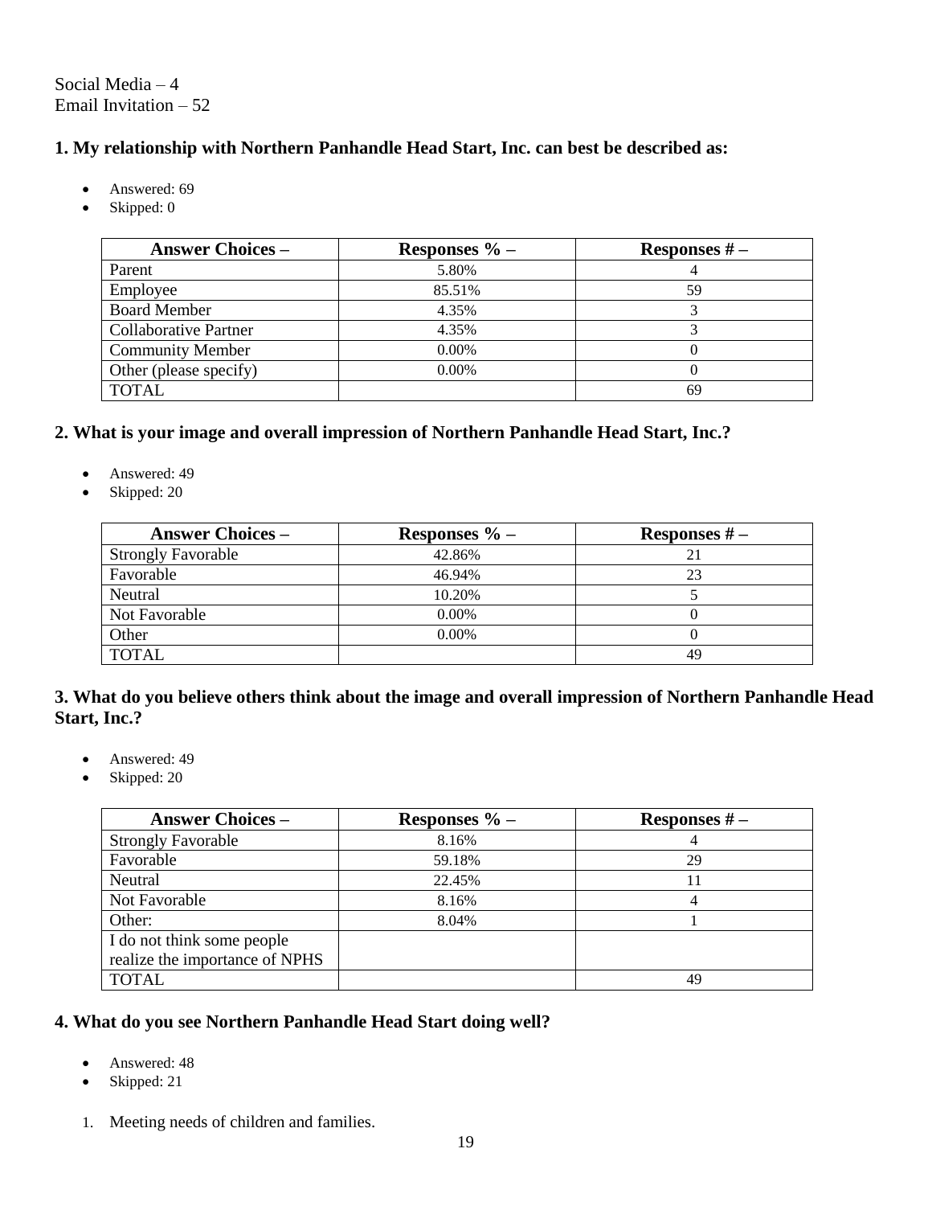Social Media – 4
Email Invitation – 52

### 1. My relationship with Northern Panhandle Head Start, Inc. can best be described as:

- Answered: 69
- Skipped: 0

| Answer Choices – | Responses % – | Responses # – |
|---|---|---|
| Parent | 5.80% | 4 |
| Employee | 85.51% | 59 |
| Board Member | 4.35% | 3 |
| Collaborative Partner | 4.35% | 3 |
| Community Member | 0.00% | 0 |
| Other (please specify) | 0.00% | 0 |
| TOTAL | | 69 |

### 2. What is your image and overall impression of Northern Panhandle Head Start, Inc.?

- Answered: 49
- Skipped: 20

| Answer Choices – | Responses % – | Responses # – |
|---|---|---|
| Strongly Favorable | 42.86% | 21 |
| Favorable | 46.94% | 23 |
| Neutral | 10.20% | 5 |
| Not Favorable | 0.00% | 0 |
| Other | 0.00% | 0 |
| TOTAL | | 49 |

### 3. What do you believe others think about the image and overall impression of Northern Panhandle Head Start, Inc.?

- Answered: 49
- Skipped: 20

| Answer Choices – | Responses % – | Responses # – |
|---|---|---|
| Strongly Favorable | 8.16% | 4 |
| Favorable | 59.18% | 29 |
| Neutral | 22.45% | 11 |
| Not Favorable | 8.16% | 4 |
| Other: | 8.04% | 1 |
| I do not think some people realize the importance of NPHS | | |
| TOTAL | | 49 |

### 4. What do you see Northern Panhandle Head Start doing well?

- Answered: 48
- Skipped: 21

1. Meeting needs of children and families.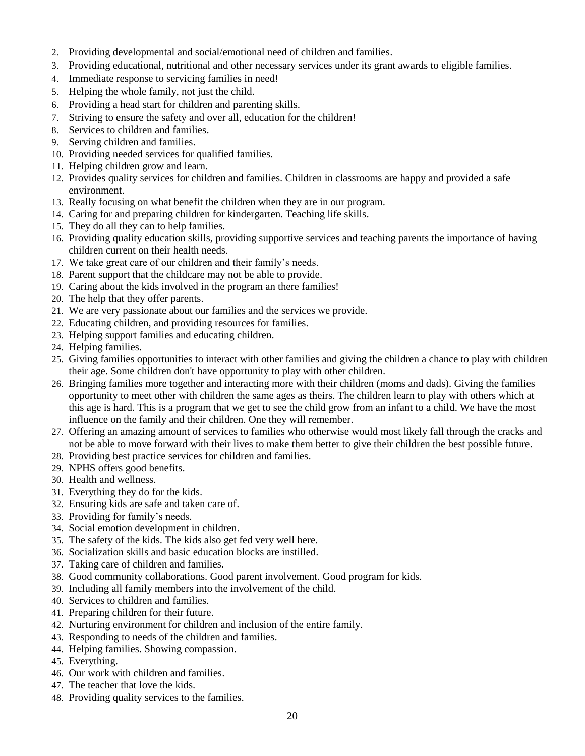2. Providing developmental and social/emotional need of children and families.
3. Providing educational, nutritional and other necessary services under its grant awards to eligible families.
4. Immediate response to servicing families in need!
5. Helping the whole family, not just the child.
6. Providing a head start for children and parenting skills.
7. Striving to ensure the safety and over all, education for the children!
8. Services to children and families.
9. Serving children and families.
10. Providing needed services for qualified families.
11. Helping children grow and learn.
12. Provides quality services for children and families. Children in classrooms are happy and provided a safe environment.
13. Really focusing on what benefit the children when they are in our program.
14. Caring for and preparing children for kindergarten. Teaching life skills.
15. They do all they can to help families.
16. Providing quality education skills, providing supportive services and teaching parents the importance of having children current on their health needs.
17. We take great care of our children and their family's needs.
18. Parent support that the childcare may not be able to provide.
19. Caring about the kids involved in the program an there families!
20. The help that they offer parents.
21. We are very passionate about our families and the services we provide.
22. Educating children, and providing resources for families.
23. Helping support families and educating children.
24. Helping families.
25. Giving families opportunities to interact with other families and giving the children a chance to play with children their age. Some children don't have opportunity to play with other children.
26. Bringing families more together and interacting more with their children (moms and dads). Giving the families opportunity to meet other with children the same ages as theirs. The children learn to play with others which at this age is hard. This is a program that we get to see the child grow from an infant to a child. We have the most influence on the family and their children. One they will remember.
27. Offering an amazing amount of services to families who otherwise would most likely fall through the cracks and not be able to move forward with their lives to make them better to give their children the best possible future.
28. Providing best practice services for children and families.
29. NPHS offers good benefits.
30. Health and wellness.
31. Everything they do for the kids.
32. Ensuring kids are safe and taken care of.
33. Providing for family's needs.
34. Social emotion development in children.
35. The safety of the kids. The kids also get fed very well here.
36. Socialization skills and basic education blocks are instilled.
37. Taking care of children and families.
38. Good community collaborations. Good parent involvement. Good program for kids.
39. Including all family members into the involvement of the child.
40. Services to children and families.
41. Preparing children for their future.
42. Nurturing environment for children and inclusion of the entire family.
43. Responding to needs of the children and families.
44. Helping families. Showing compassion.
45. Everything.
46. Our work with children and families.
47. The teacher that love the kids.
48. Providing quality services to the families.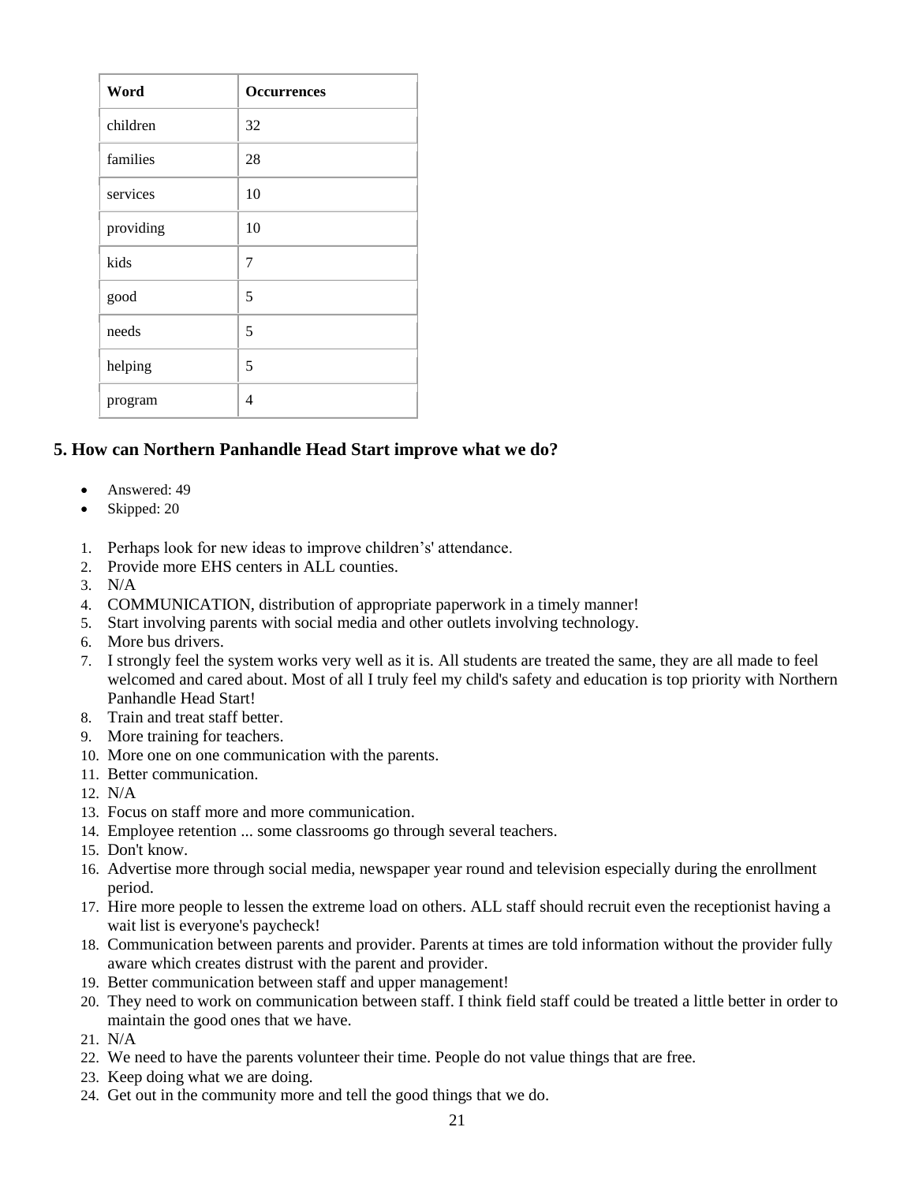| Word | Occurrences |
|---|---|
| children | 32 |
| families | 28 |
| services | 10 |
| providing | 10 |
| kids | 7 |
| good | 5 |
| needs | 5 |
| helping | 5 |
| program | 4 |

### 5. How can Northern Panhandle Head Start improve what we do?

- Answered: 49
- Skipped: 20

1. Perhaps look for new ideas to improve children's' attendance.
2. Provide more EHS centers in ALL counties.
3. N/A
4. COMMUNICATION, distribution of appropriate paperwork in a timely manner!
5. Start involving parents with social media and other outlets involving technology.
6. More bus drivers.
7. I strongly feel the system works very well as it is. All students are treated the same, they are all made to feel welcomed and cared about. Most of all I truly feel my child's safety and education is top priority with Northern Panhandle Head Start!
8. Train and treat staff better.
9. More training for teachers.
10. More one on one communication with the parents.
11. Better communication.
12. N/A
13. Focus on staff more and more communication.
14. Employee retention ... some classrooms go through several teachers.
15. Don't know.
16. Advertise more through social media, newspaper year round and television especially during the enrollment period.
17. Hire more people to lessen the extreme load on others. ALL staff should recruit even the receptionist having a wait list is everyone's paycheck!
18. Communication between parents and provider. Parents at times are told information without the provider fully aware which creates distrust with the parent and provider.
19. Better communication between staff and upper management!
20. They need to work on communication between staff. I think field staff could be treated a little better in order to maintain the good ones that we have.
21. N/A
22. We need to have the parents volunteer their time. People do not value things that are free.
23. Keep doing what we are doing.
24. Get out in the community more and tell the good things that we do.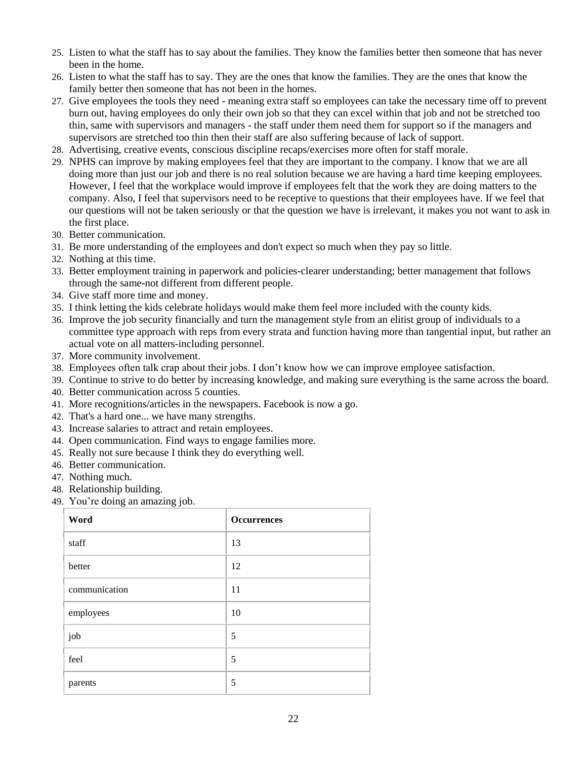25. Listen to what the staff has to say about the families. They know the families better then someone that has never been in the home.
26. Listen to what the staff has to say. They are the ones that know the families. They are the ones that know the family better then someone that has not been in the homes.
27. Give employees the tools they need - meaning extra staff so employees can take the necessary time off to prevent burn out, having employees do only their own job so that they can excel within that job and not be stretched too thin, same with supervisors and managers - the staff under them need them for support so if the managers and supervisors are stretched too thin then their staff are also suffering because of lack of support.
28. Advertising, creative events, conscious discipline recaps/exercises more often for staff morale.
29. NPHS can improve by making employees feel that they are important to the company. I know that we are all doing more than just our job and there is no real solution because we are having a hard time keeping employees. However, I feel that the workplace would improve if employees felt that the work they are doing matters to the company. Also, I feel that supervisors need to be receptive to questions that their employees have. If we feel that our questions will not be taken seriously or that the question we have is irrelevant, it makes you not want to ask in the first place.
30. Better communication.
31. Be more understanding of the employees and don't expect so much when they pay so little.
32. Nothing at this time.
33. Better employment training in paperwork and policies-clearer understanding; better management that follows through the same-not different from different people.
34. Give staff more time and money.
35. I think letting the kids celebrate holidays would make them feel more included with the county kids.
36. Improve the job security financially and turn the management style from an elitist group of individuals to a committee type approach with reps from every strata and function having more than tangential input, but rather an actual vote on all matters-including personnel.
37. More community involvement.
38. Employees often talk crap about their jobs. I don't know how we can improve employee satisfaction.
39. Continue to strive to do better by increasing knowledge, and making sure everything is the same across the board.
40. Better communication across 5 counties.
41. More recognitions/articles in the newspapers. Facebook is now a go.
42. That's a hard one... we have many strengths.
43. Increase salaries to attract and retain employees.
44. Open communication. Find ways to engage families more.
45. Really not sure because I think they do everything well.
46. Better communication.
47. Nothing much.
48. Relationship building.
49. You're doing an amazing job.

| Word | Occurrences |
|---|---|
| staff | 13 |
| better | 12 |
| communication | 11 |
| employees | 10 |
| job | 5 |
| feel | 5 |
| parents | 5 |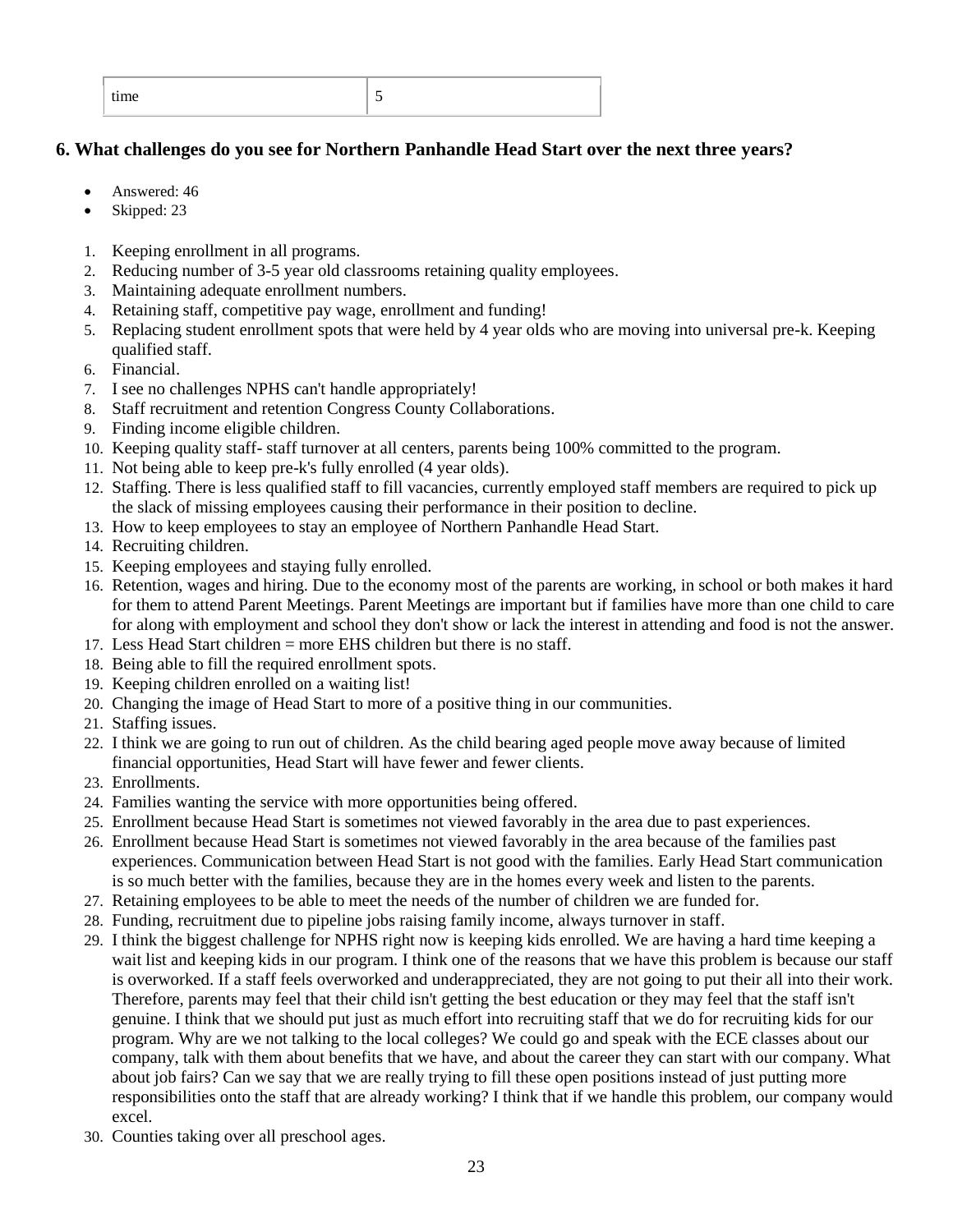| time | 5 |
|---|---|

### 6. What challenges do you see for Northern Panhandle Head Start over the next three years?

- Answered: 46
- Skipped: 23

1. Keeping enrollment in all programs.
2. Reducing number of 3-5 year old classrooms retaining quality employees.
3. Maintaining adequate enrollment numbers.
4. Retaining staff, competitive pay wage, enrollment and funding!
5. Replacing student enrollment spots that were held by 4 year olds who are moving into universal pre-k. Keeping qualified staff.
6. Financial.
7. I see no challenges NPHS can't handle appropriately!
8. Staff recruitment and retention Congress County Collaborations.
9. Finding income eligible children.
10. Keeping quality staff- staff turnover at all centers, parents being 100% committed to the program.
11. Not being able to keep pre-k's fully enrolled (4 year olds).
12. Staffing. There is less qualified staff to fill vacancies, currently employed staff members are required to pick up the slack of missing employees causing their performance in their position to decline.
13. How to keep employees to stay an employee of Northern Panhandle Head Start.
14. Recruiting children.
15. Keeping employees and staying fully enrolled.
16. Retention, wages and hiring. Due to the economy most of the parents are working, in school or both makes it hard for them to attend Parent Meetings. Parent Meetings are important but if families have more than one child to care for along with employment and school they don't show or lack the interest in attending and food is not the answer.
17. Less Head Start children = more EHS children but there is no staff.
18. Being able to fill the required enrollment spots.
19. Keeping children enrolled on a waiting list!
20. Changing the image of Head Start to more of a positive thing in our communities.
21. Staffing issues.
22. I think we are going to run out of children. As the child bearing aged people move away because of limited financial opportunities, Head Start will have fewer and fewer clients.
23. Enrollments.
24. Families wanting the service with more opportunities being offered.
25. Enrollment because Head Start is sometimes not viewed favorably in the area due to past experiences.
26. Enrollment because Head Start is sometimes not viewed favorably in the area because of the families past experiences. Communication between Head Start is not good with the families. Early Head Start communication is so much better with the families, because they are in the homes every week and listen to the parents.
27. Retaining employees to be able to meet the needs of the number of children we are funded for.
28. Funding, recruitment due to pipeline jobs raising family income, always turnover in staff.
29. I think the biggest challenge for NPHS right now is keeping kids enrolled. We are having a hard time keeping a wait list and keeping kids in our program. I think one of the reasons that we have this problem is because our staff is overworked. If a staff feels overworked and underappreciated, they are not going to put their all into their work. Therefore, parents may feel that their child isn't getting the best education or they may feel that the staff isn't genuine. I think that we should put just as much effort into recruiting staff that we do for recruiting kids for our program. Why are we not talking to the local colleges? We could go and speak with the ECE classes about our company, talk with them about benefits that we have, and about the career they can start with our company. What about job fairs? Can we say that we are really trying to fill these open positions instead of just putting more responsibilities onto the staff that are already working? I think that if we handle this problem, our company would excel.
30. Counties taking over all preschool ages.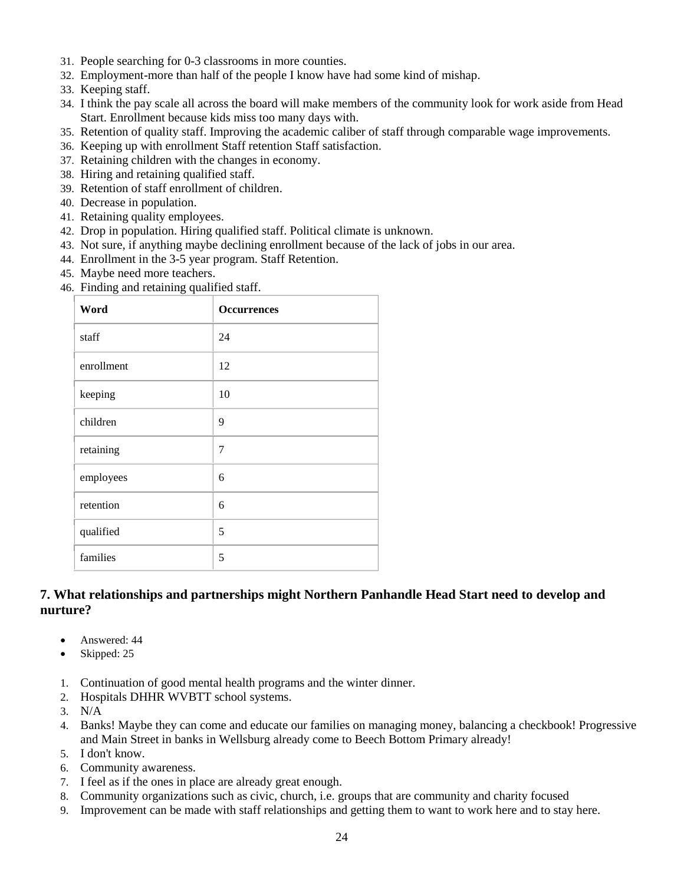31. People searching for 0-3 classrooms in more counties.
32. Employment-more than half of the people I know have had some kind of mishap.
33. Keeping staff.
34. I think the pay scale all across the board will make members of the community look for work aside from Head Start. Enrollment because kids miss too many days with.
35. Retention of quality staff. Improving the academic caliber of staff through comparable wage improvements.
36. Keeping up with enrollment Staff retention Staff satisfaction.
37. Retaining children with the changes in economy.
38. Hiring and retaining qualified staff.
39. Retention of staff enrollment of children.
40. Decrease in population.
41. Retaining quality employees.
42. Drop in population. Hiring qualified staff. Political climate is unknown.
43. Not sure, if anything maybe declining enrollment because of the lack of jobs in our area.
44. Enrollment in the 3-5 year program. Staff Retention.
45. Maybe need more teachers.
46. Finding and retaining qualified staff.

| Word | Occurrences |
|---|---|
| staff | 24 |
| enrollment | 12 |
| keeping | 10 |
| children | 9 |
| retaining | 7 |
| employees | 6 |
| retention | 6 |
| qualified | 5 |
| families | 5 |

### 7. What relationships and partnerships might Northern Panhandle Head Start need to develop and nurture?

- Answered: 44
- Skipped: 25

1. Continuation of good mental health programs and the winter dinner.
2. Hospitals DHHR WVBTT school systems.
3. N/A
4. Banks! Maybe they can come and educate our families on managing money, balancing a checkbook! Progressive and Main Street in banks in Wellsburg already come to Beech Bottom Primary already!
5. I don't know.
6. Community awareness.
7. I feel as if the ones in place are already great enough.
8. Community organizations such as civic, church, i.e. groups that are community and charity focused
9. Improvement can be made with staff relationships and getting them to want to work here and to stay here.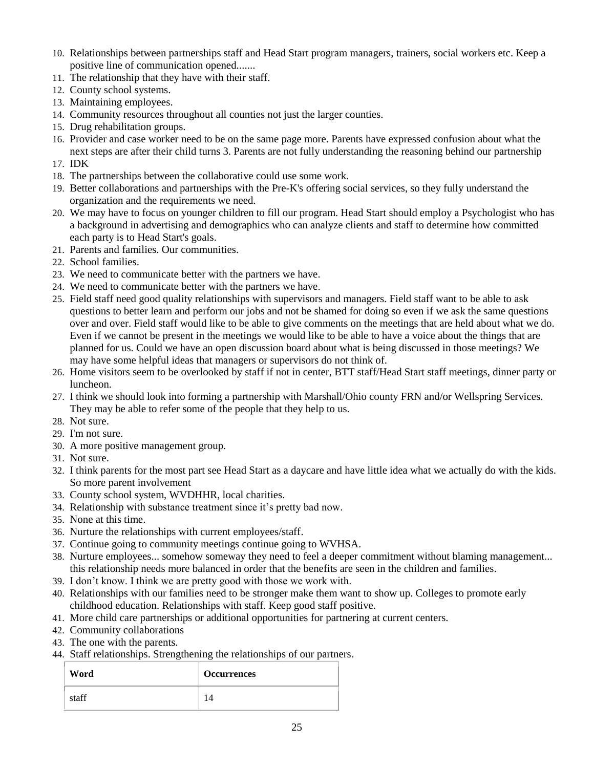10. Relationships between partnerships staff and Head Start program managers, trainers, social workers etc. Keep a positive line of communication opened.......
11. The relationship that they have with their staff.
12. County school systems.
13. Maintaining employees.
14. Community resources throughout all counties not just the larger counties.
15. Drug rehabilitation groups.
16. Provider and case worker need to be on the same page more. Parents have expressed confusion about what the next steps are after their child turns 3. Parents are not fully understanding the reasoning behind our partnership
17. IDK
18. The partnerships between the collaborative could use some work.
19. Better collaborations and partnerships with the Pre-K's offering social services, so they fully understand the organization and the requirements we need.
20. We may have to focus on younger children to fill our program. Head Start should employ a Psychologist who has a background in advertising and demographics who can analyze clients and staff to determine how committed each party is to Head Start's goals.
21. Parents and families. Our communities.
22. School families.
23. We need to communicate better with the partners we have.
24. We need to communicate better with the partners we have.
25. Field staff need good quality relationships with supervisors and managers. Field staff want to be able to ask questions to better learn and perform our jobs and not be shamed for doing so even if we ask the same questions over and over. Field staff would like to be able to give comments on the meetings that are held about what we do. Even if we cannot be present in the meetings we would like to be able to have a voice about the things that are planned for us. Could we have an open discussion board about what is being discussed in those meetings? We may have some helpful ideas that managers or supervisors do not think of.
26. Home visitors seem to be overlooked by staff if not in center, BTT staff/Head Start staff meetings, dinner party or luncheon.
27. I think we should look into forming a partnership with Marshall/Ohio county FRN and/or Wellspring Services. They may be able to refer some of the people that they help to us.
28. Not sure.
29. I'm not sure.
30. A more positive management group.
31. Not sure.
32. I think parents for the most part see Head Start as a daycare and have little idea what we actually do with the kids. So more parent involvement
33. County school system, WVDHHR, local charities.
34. Relationship with substance treatment since it's pretty bad now.
35. None at this time.
36. Nurture the relationships with current employees/staff.
37. Continue going to community meetings continue going to WVHSA.
38. Nurture employees... somehow someway they need to feel a deeper commitment without blaming management... this relationship needs more balanced in order that the benefits are seen in the children and families.
39. I don't know. I think we are pretty good with those we work with.
40. Relationships with our families need to be stronger make them want to show up. Colleges to promote early childhood education. Relationships with staff. Keep good staff positive.
41. More child care partnerships or additional opportunities for partnering at current centers.
42. Community collaborations
43. The one with the parents.
44. Staff relationships. Strengthening the relationships of our partners.

| Word | Occurrences |
|---|---|
| staff | 14 |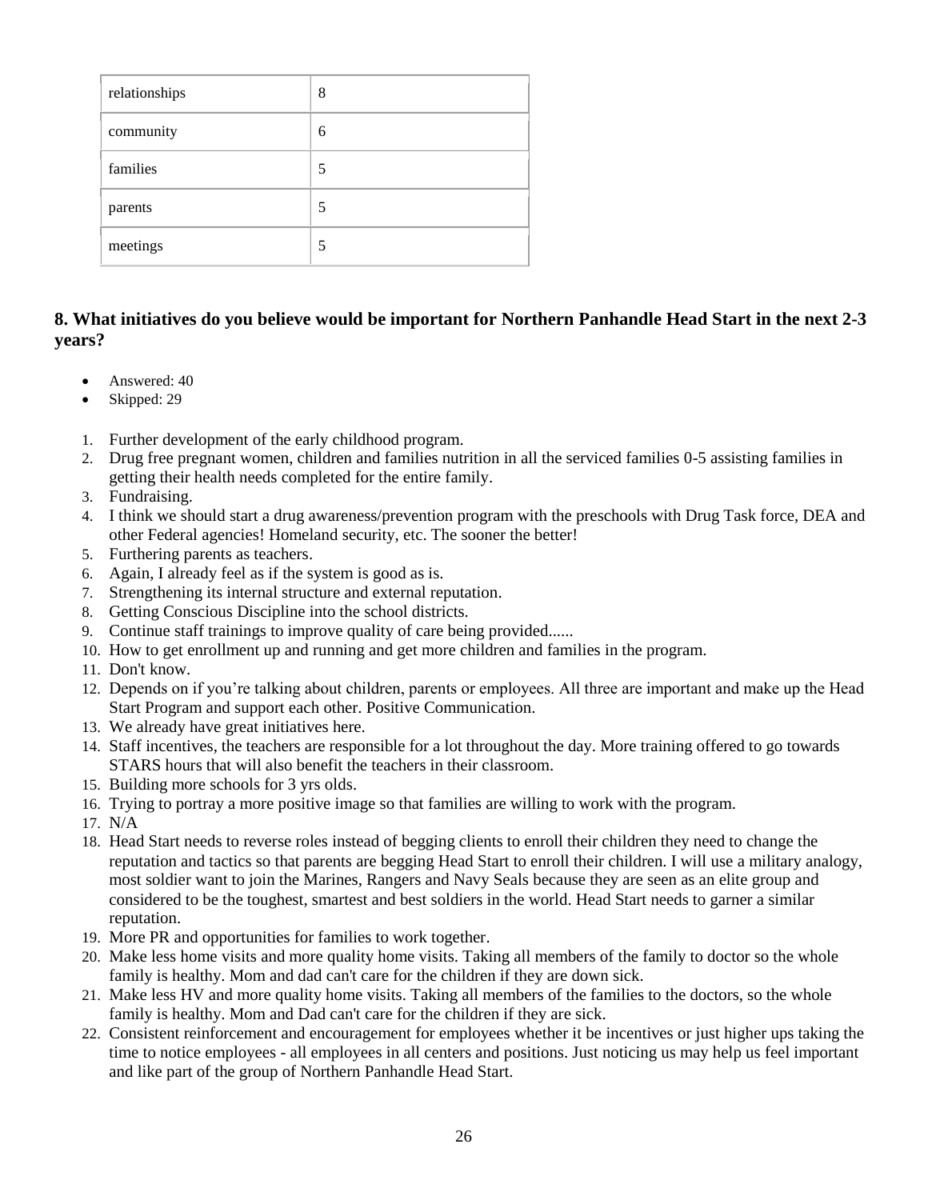| relationships | 8 |
|---|---|
| community | 6 |
| families | 5 |
| parents | 5 |
| meetings | 5 |

### 8. What initiatives do you believe would be important for Northern Panhandle Head Start in the next 2-3 years?

- Answered: 40
- Skipped: 29

1. Further development of the early childhood program.
2. Drug free pregnant women, children and families nutrition in all the serviced families 0-5 assisting families in getting their health needs completed for the entire family.
3. Fundraising.
4. I think we should start a drug awareness/prevention program with the preschools with Drug Task force, DEA and other Federal agencies! Homeland security, etc. The sooner the better!
5. Furthering parents as teachers.
6. Again, I already feel as if the system is good as is.
7. Strengthening its internal structure and external reputation.
8. Getting Conscious Discipline into the school districts.
9. Continue staff trainings to improve quality of care being provided......
10. How to get enrollment up and running and get more children and families in the program.
11. Don't know.
12. Depends on if you're talking about children, parents or employees. All three are important and make up the Head Start Program and support each other. Positive Communication.
13. We already have great initiatives here.
14. Staff incentives, the teachers are responsible for a lot throughout the day. More training offered to go towards STARS hours that will also benefit the teachers in their classroom.
15. Building more schools for 3 yrs olds.
16. Trying to portray a more positive image so that families are willing to work with the program.
17. N/A
18. Head Start needs to reverse roles instead of begging clients to enroll their children they need to change the reputation and tactics so that parents are begging Head Start to enroll their children. I will use a military analogy, most soldier want to join the Marines, Rangers and Navy Seals because they are seen as an elite group and considered to be the toughest, smartest and best soldiers in the world. Head Start needs to garner a similar reputation.
19. More PR and opportunities for families to work together.
20. Make less home visits and more quality home visits. Taking all members of the family to doctor so the whole family is healthy. Mom and dad can't care for the children if they are down sick.
21. Make less HV and more quality home visits. Taking all members of the families to the doctors, so the whole family is healthy. Mom and Dad can't care for the children if they are sick.
22. Consistent reinforcement and encouragement for employees whether it be incentives or just higher ups taking the time to notice employees - all employees in all centers and positions. Just noticing us may help us feel important and like part of the group of Northern Panhandle Head Start.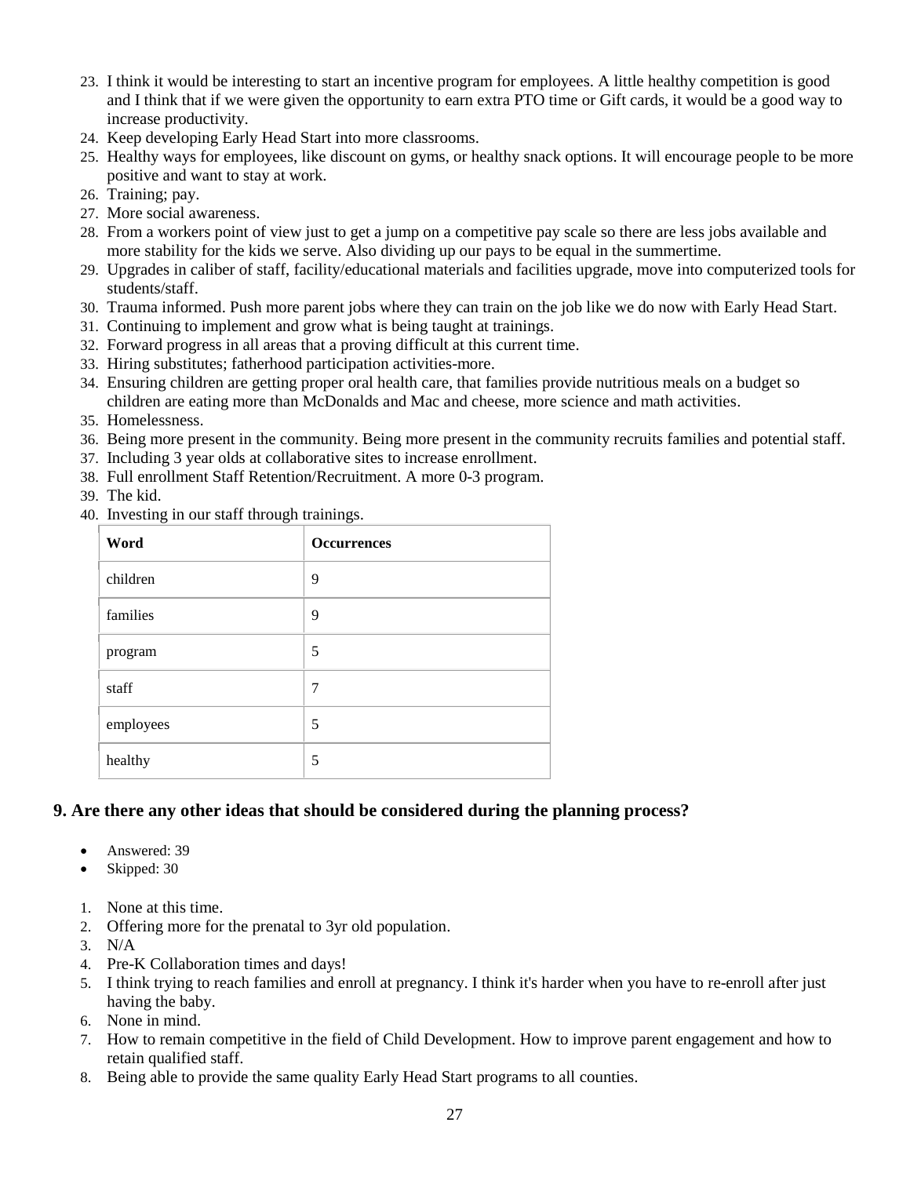23. I think it would be interesting to start an incentive program for employees. A little healthy competition is good and I think that if we were given the opportunity to earn extra PTO time or Gift cards, it would be a good way to increase productivity.
24. Keep developing Early Head Start into more classrooms.
25. Healthy ways for employees, like discount on gyms, or healthy snack options. It will encourage people to be more positive and want to stay at work.
26. Training; pay.
27. More social awareness.
28. From a workers point of view just to get a jump on a competitive pay scale so there are less jobs available and more stability for the kids we serve. Also dividing up our pays to be equal in the summertime.
29. Upgrades in caliber of staff, facility/educational materials and facilities upgrade, move into computerized tools for students/staff.
30. Trauma informed. Push more parent jobs where they can train on the job like we do now with Early Head Start.
31. Continuing to implement and grow what is being taught at trainings.
32. Forward progress in all areas that a proving difficult at this current time.
33. Hiring substitutes; fatherhood participation activities-more.
34. Ensuring children are getting proper oral health care, that families provide nutritious meals on a budget so children are eating more than McDonalds and Mac and cheese, more science and math activities.
35. Homelessness.
36. Being more present in the community. Being more present in the community recruits families and potential staff.
37. Including 3 year olds at collaborative sites to increase enrollment.
38. Full enrollment Staff Retention/Recruitment. A more 0-3 program.
39. The kid.
40. Investing in our staff through trainings.

| Word | Occurrences |
|---|---|
| children | 9 |
| families | 9 |
| program | 5 |
| staff | 7 |
| employees | 5 |
| healthy | 5 |

## 9. Are there any other ideas that should be considered during the planning process?

- Answered: 39
- Skipped: 30

1. None at this time.
2. Offering more for the prenatal to 3yr old population.
3. N/A
4. Pre-K Collaboration times and days!
5. I think trying to reach families and enroll at pregnancy. I think it's harder when you have to re-enroll after just having the baby.
6. None in mind.
7. How to remain competitive in the field of Child Development. How to improve parent engagement and how to retain qualified staff.
8. Being able to provide the same quality Early Head Start programs to all counties.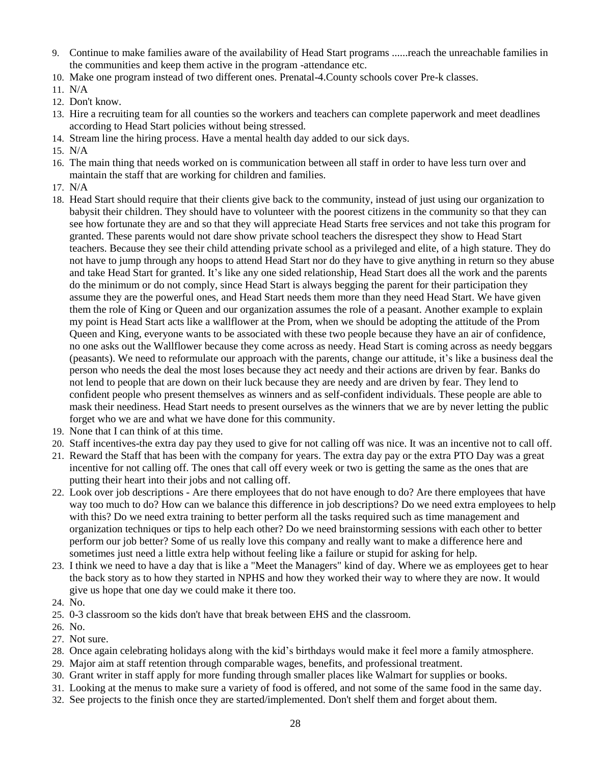9. Continue to make families aware of the availability of Head Start programs ......reach the unreachable families in the communities and keep them active in the program -attendance etc.
10. Make one program instead of two different ones. Prenatal-4.County schools cover Pre-k classes.
11. N/A
12. Don't know.
13. Hire a recruiting team for all counties so the workers and teachers can complete paperwork and meet deadlines according to Head Start policies without being stressed.
14. Stream line the hiring process. Have a mental health day added to our sick days.
15. N/A
16. The main thing that needs worked on is communication between all staff in order to have less turn over and maintain the staff that are working for children and families.
17. N/A
18. Head Start should require that their clients give back to the community, instead of just using our organization to babysit their children. They should have to volunteer with the poorest citizens in the community so that they can see how fortunate they are and so that they will appreciate Head Starts free services and not take this program for granted. These parents would not dare show private school teachers the disrespect they show to Head Start teachers. Because they see their child attending private school as a privileged and elite, of a high stature. They do not have to jump through any hoops to attend Head Start nor do they have to give anything in return so they abuse and take Head Start for granted. It's like any one sided relationship, Head Start does all the work and the parents do the minimum or do not comply, since Head Start is always begging the parent for their participation they assume they are the powerful ones, and Head Start needs them more than they need Head Start. We have given them the role of King or Queen and our organization assumes the role of a peasant. Another example to explain my point is Head Start acts like a wallflower at the Prom, when we should be adopting the attitude of the Prom Queen and King, everyone wants to be associated with these two people because they have an air of confidence, no one asks out the Wallflower because they come across as needy. Head Start is coming across as needy beggars (peasants). We need to reformulate our approach with the parents, change our attitude, it's like a business deal the person who needs the deal the most loses because they act needy and their actions are driven by fear. Banks do not lend to people that are down on their luck because they are needy and are driven by fear. They lend to confident people who present themselves as winners and as self-confident individuals. These people are able to mask their neediness. Head Start needs to present ourselves as the winners that we are by never letting the public forget who we are and what we have done for this community.
19. None that I can think of at this time.
20. Staff incentives-the extra day pay they used to give for not calling off was nice. It was an incentive not to call off.
21. Reward the Staff that has been with the company for years. The extra day pay or the extra PTO Day was a great incentive for not calling off. The ones that call off every week or two is getting the same as the ones that are putting their heart into their jobs and not calling off.
22. Look over job descriptions - Are there employees that do not have enough to do? Are there employees that have way too much to do? How can we balance this difference in job descriptions? Do we need extra employees to help with this? Do we need extra training to better perform all the tasks required such as time management and organization techniques or tips to help each other? Do we need brainstorming sessions with each other to better perform our job better? Some of us really love this company and really want to make a difference here and sometimes just need a little extra help without feeling like a failure or stupid for asking for help.
23. I think we need to have a day that is like a "Meet the Managers" kind of day. Where we as employees get to hear the back story as to how they started in NPHS and how they worked their way to where they are now. It would give us hope that one day we could make it there too.
24. No.
25. 0-3 classroom so the kids don't have that break between EHS and the classroom.
26. No.
27. Not sure.
28. Once again celebrating holidays along with the kid's birthdays would make it feel more a family atmosphere.
29. Major aim at staff retention through comparable wages, benefits, and professional treatment.
30. Grant writer in staff apply for more funding through smaller places like Walmart for supplies or books.
31. Looking at the menus to make sure a variety of food is offered, and not some of the same food in the same day.
32. See projects to the finish once they are started/implemented. Don't shelf them and forget about them.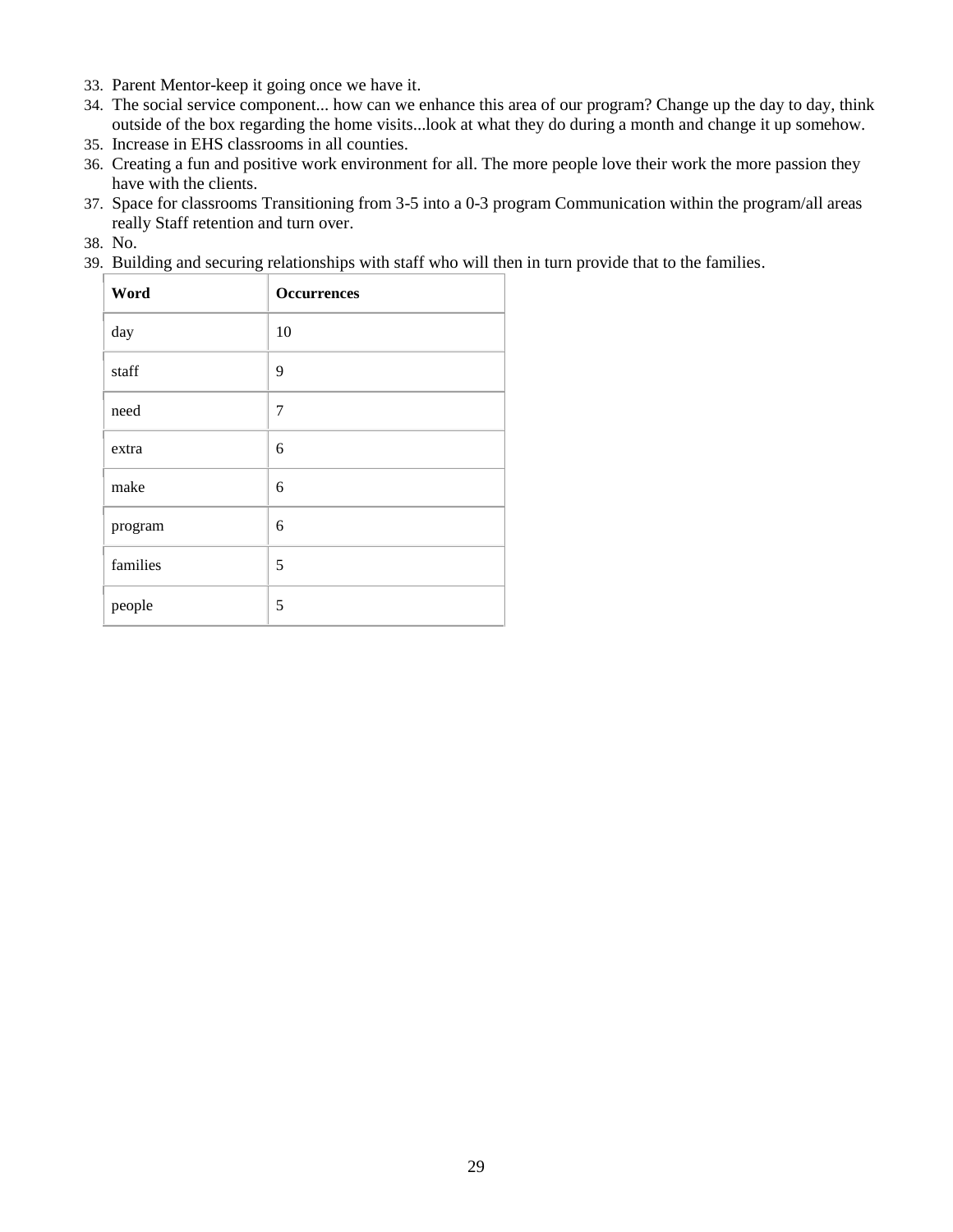33. Parent Mentor-keep it going once we have it.
34. The social service component... how can we enhance this area of our program? Change up the day to day, think outside of the box regarding the home visits...look at what they do during a month and change it up somehow.
35. Increase in EHS classrooms in all counties.
36. Creating a fun and positive work environment for all. The more people love their work the more passion they have with the clients.
37. Space for classrooms Transitioning from 3-5 into a 0-3 program Communication within the program/all areas really Staff retention and turn over.
38. No.
39. Building and securing relationships with staff who will then in turn provide that to the families.

| Word | Occurrences |
|---|---|
| day | 10 |
| staff | 9 |
| need | 7 |
| extra | 6 |
| make | 6 |
| program | 6 |
| families | 5 |
| people | 5 |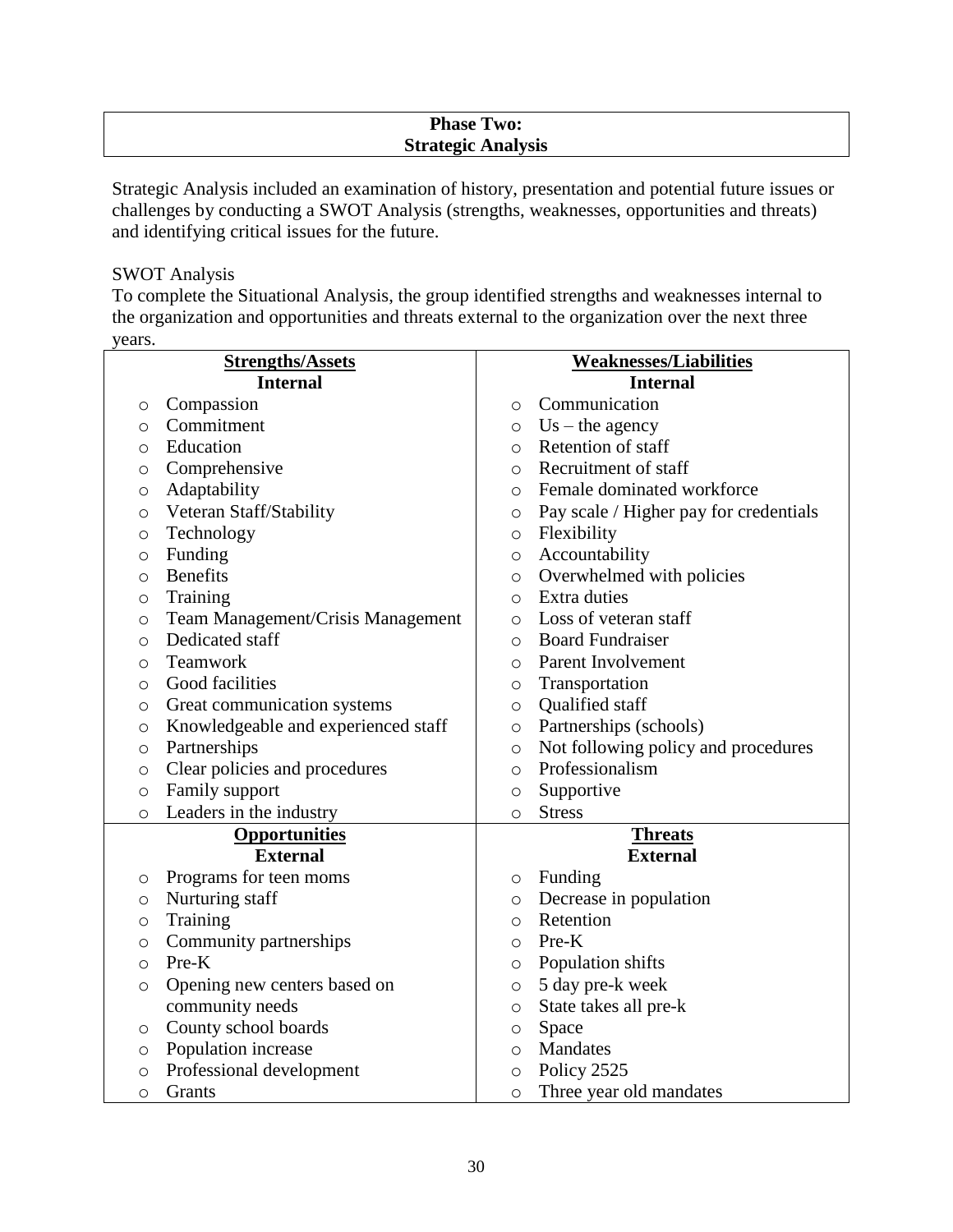## Phase Two: Strategic Analysis

Strategic Analysis included an examination of history, presentation and potential future issues or challenges by conducting a SWOT Analysis (strengths, weaknesses, opportunities and threats) and identifying critical issues for the future.

SWOT Analysis

To complete the Situational Analysis, the group identified strengths and weaknesses internal to the organization and opportunities and threats external to the organization over the next three years.

| **Strengths/Assets** | **Weaknesses/Liabilities** |
|---|---|
| **Internal** | **Internal** |
| Compassion | Communication |
| Commitment | Us – the agency |
| Education | Retention of staff |
| Comprehensive | Recruitment of staff |
| Adaptability | Female dominated workforce |
| Veteran Staff/Stability | Pay scale / Higher pay for credentials |
| Technology | Flexibility |
| Funding | Accountability |
| Benefits | Overwhelmed with policies |
| Training | Extra duties |
| Team Management/Crisis Management | Loss of veteran staff |
| Dedicated staff | Board Fundraiser |
| Teamwork | Parent Involvement |
| Good facilities | Transportation |
| Great communication systems | Qualified staff |
| Knowledgeable and experienced staff | Partnerships (schools) |
| Partnerships | Not following policy and procedures |
| Clear policies and procedures | Professionalism |
| Family support | Supportive |
| Leaders in the industry | Stress |
| **Opportunities** | **Threats** |
| **External** | **External** |
| Programs for teen moms | Funding |
| Nurturing staff | Decrease in population |
| Training | Retention |
| Community partnerships | Pre-K |
| Pre-K | Population shifts |
| Opening new centers based on community needs | 5 day pre-k week |
| | State takes all pre-k |
| County school boards | Space |
| Population increase | Mandates |
| Professional development | Policy 2525 |
| Grants | Three year old mandates |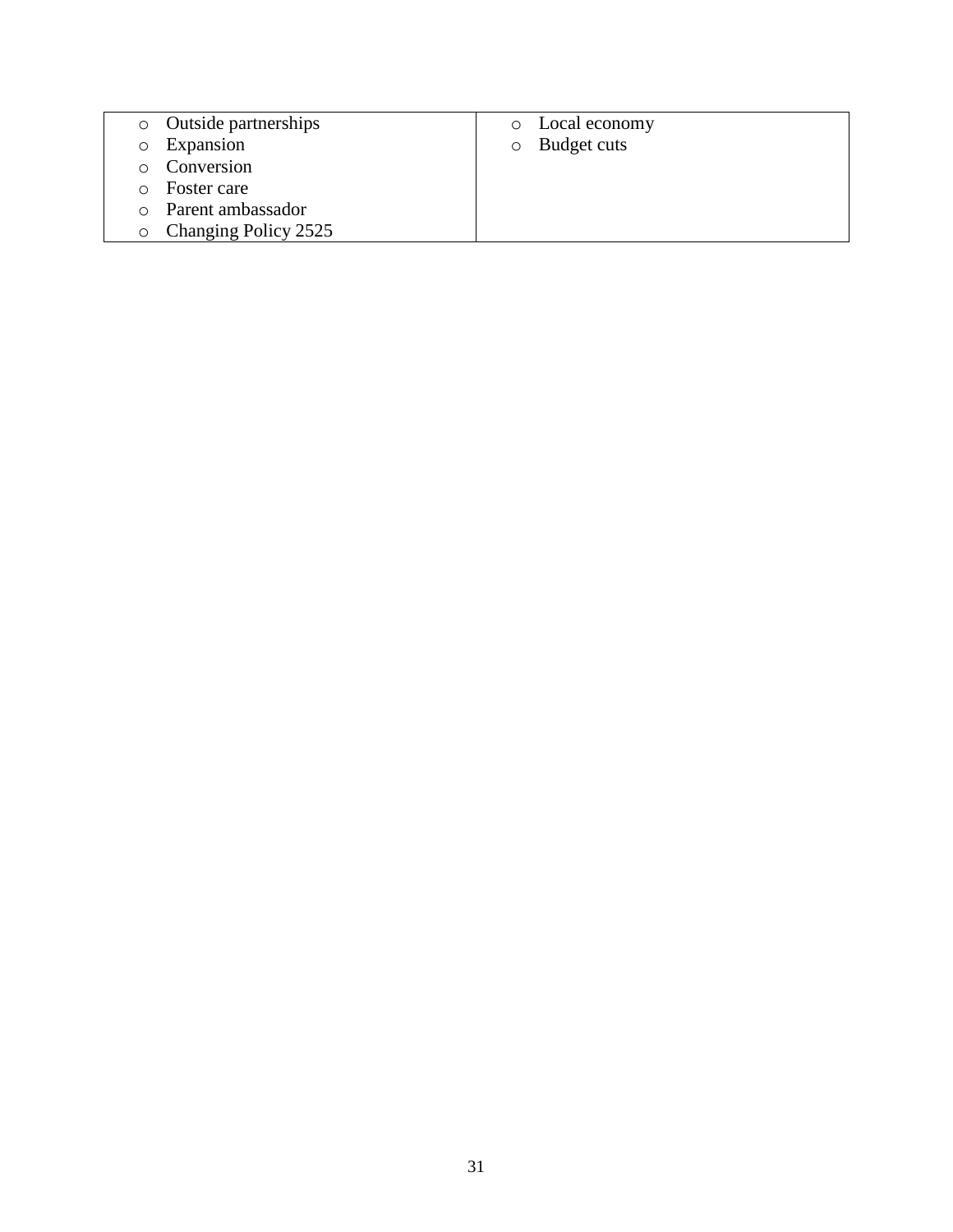| | |
|---|---|
| ○ Outside partnerships<br>○ Expansion<br>○ Conversion<br>○ Foster care<br>○ Parent ambassador<br>○ Changing Policy 2525 | ○ Local economy<br>○ Budget cuts |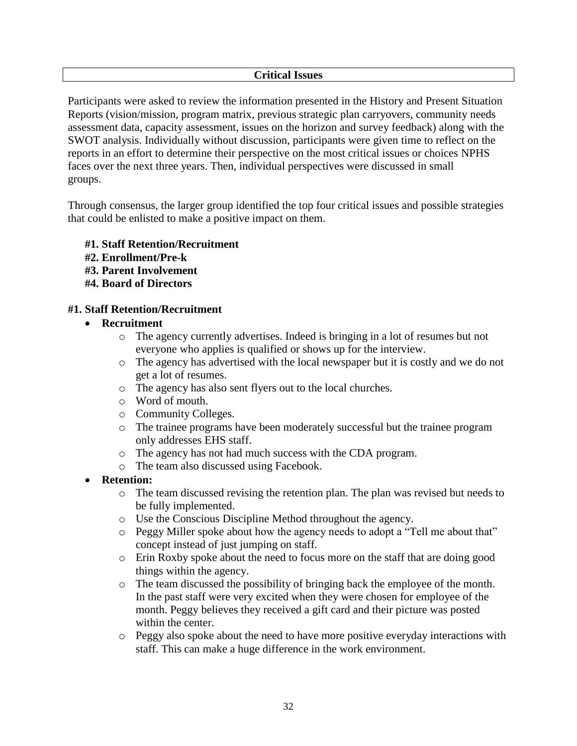## Critical Issues

Participants were asked to review the information presented in the History and Present Situation Reports (vision/mission, program matrix, previous strategic plan carryovers, community needs assessment data, capacity assessment, issues on the horizon and survey feedback) along with the SWOT analysis. Individually without discussion, participants were given time to reflect on the reports in an effort to determine their perspective on the most critical issues or choices NPHS faces over the next three years. Then, individual perspectives were discussed in small groups.

Through consensus, the larger group identified the top four critical issues and possible strategies that could be enlisted to make a positive impact on them.

**#1. Staff Retention/Recruitment**
**#2. Enrollment/Pre-k**
**#3. Parent Involvement**
**#4. Board of Directors**

### #1. Staff Retention/Recruitment

- **Recruitment**
  - The agency currently advertises. Indeed is bringing in a lot of resumes but not everyone who applies is qualified or shows up for the interview.
  - The agency has advertised with the local newspaper but it is costly and we do not get a lot of resumes.
  - The agency has also sent flyers out to the local churches.
  - Word of mouth.
  - Community Colleges.
  - The trainee programs have been moderately successful but the trainee program only addresses EHS staff.
  - The agency has not had much success with the CDA program.
  - The team also discussed using Facebook.
- **Retention:**
  - The team discussed revising the retention plan. The plan was revised but needs to be fully implemented.
  - Use the Conscious Discipline Method throughout the agency.
  - Peggy Miller spoke about how the agency needs to adopt a "Tell me about that" concept instead of just jumping on staff.
  - Erin Roxby spoke about the need to focus more on the staff that are doing good things within the agency.
  - The team discussed the possibility of bringing back the employee of the month. In the past staff were very excited when they were chosen for employee of the month. Peggy believes they received a gift card and their picture was posted within the center.
  - Peggy also spoke about the need to have more positive everyday interactions with staff. This can make a huge difference in the work environment.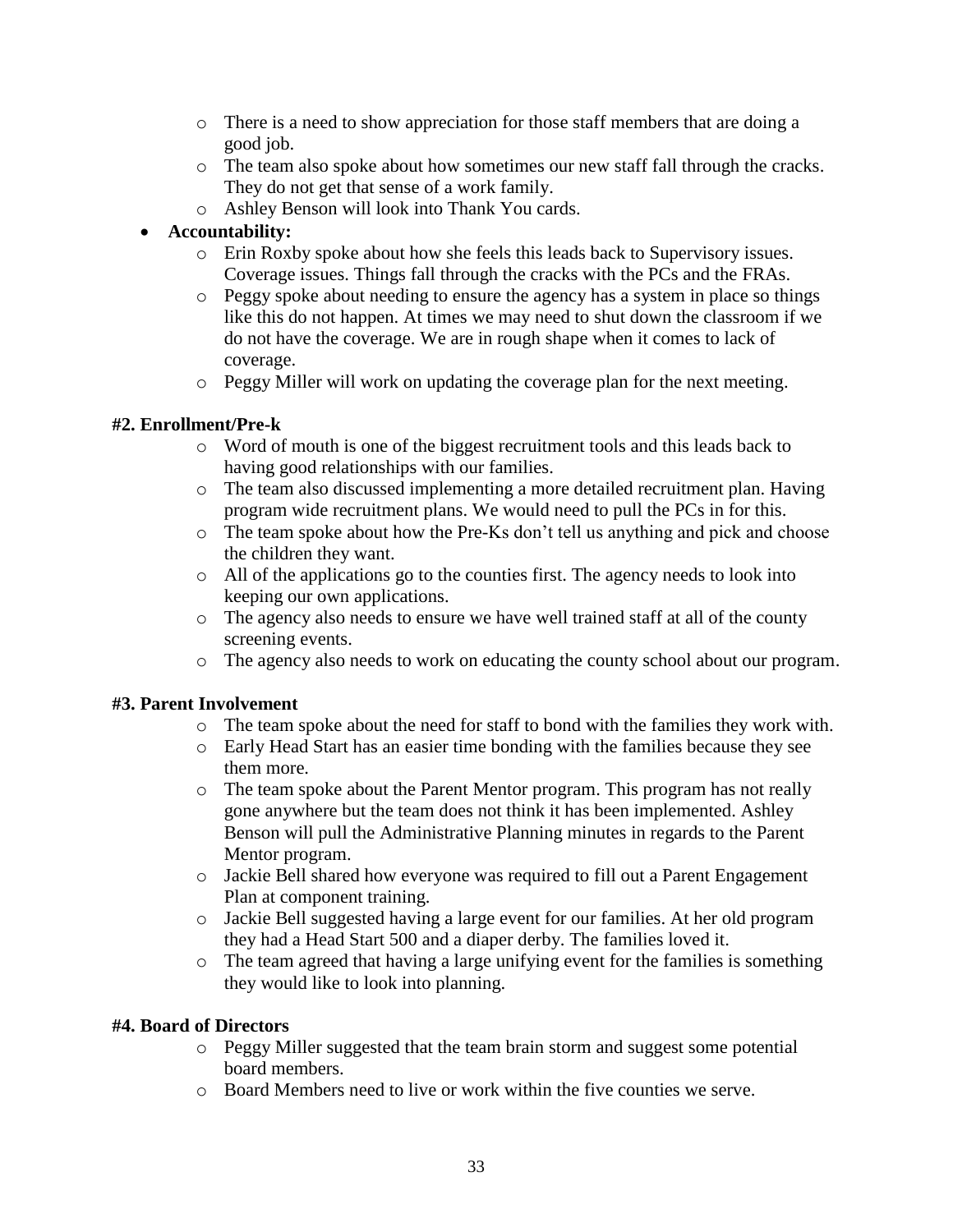- There is a need to show appreciation for those staff members that are doing a good job.
- The team also spoke about how sometimes our new staff fall through the cracks. They do not get that sense of a work family.
- Ashley Benson will look into Thank You cards.

- **Accountability:**
  - Erin Roxby spoke about how she feels this leads back to Supervisory issues. Coverage issues. Things fall through the cracks with the PCs and the FRAs.
  - Peggy spoke about needing to ensure the agency has a system in place so things like this do not happen. At times we may need to shut down the classroom if we do not have the coverage. We are in rough shape when it comes to lack of coverage.
  - Peggy Miller will work on updating the coverage plan for the next meeting.

**#2. Enrollment/Pre-k**

- Word of mouth is one of the biggest recruitment tools and this leads back to having good relationships with our families.
- The team also discussed implementing a more detailed recruitment plan. Having program wide recruitment plans. We would need to pull the PCs in for this.
- The team spoke about how the Pre-Ks don't tell us anything and pick and choose the children they want.
- All of the applications go to the counties first. The agency needs to look into keeping our own applications.
- The agency also needs to ensure we have well trained staff at all of the county screening events.
- The agency also needs to work on educating the county school about our program.

**#3. Parent Involvement**

- The team spoke about the need for staff to bond with the families they work with.
- Early Head Start has an easier time bonding with the families because they see them more.
- The team spoke about the Parent Mentor program. This program has not really gone anywhere but the team does not think it has been implemented. Ashley Benson will pull the Administrative Planning minutes in regards to the Parent Mentor program.
- Jackie Bell shared how everyone was required to fill out a Parent Engagement Plan at component training.
- Jackie Bell suggested having a large event for our families. At her old program they had a Head Start 500 and a diaper derby. The families loved it.
- The team agreed that having a large unifying event for the families is something they would like to look into planning.

**#4. Board of Directors**

- Peggy Miller suggested that the team brain storm and suggest some potential board members.
- Board Members need to live or work within the five counties we serve.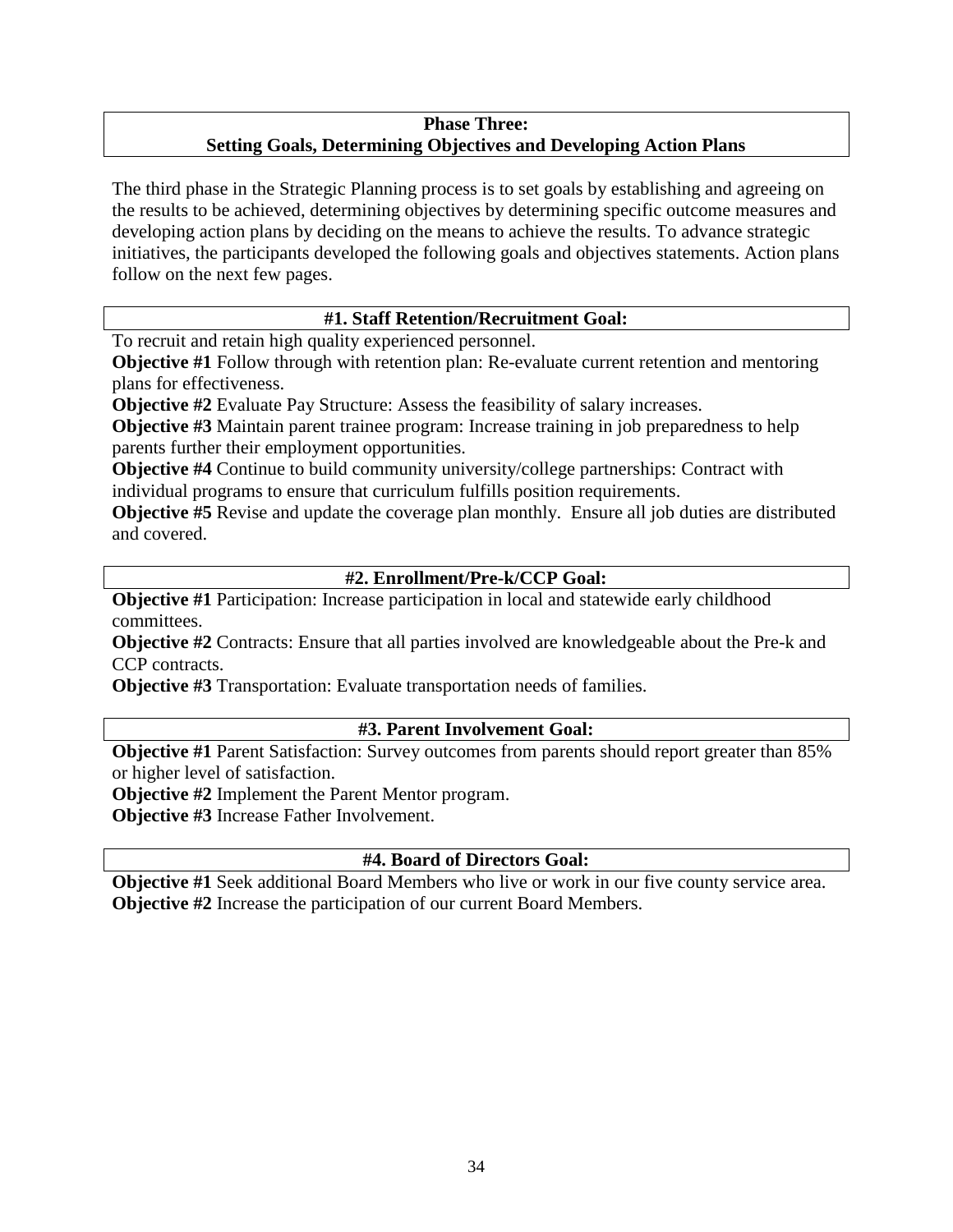## Phase Three:
## Setting Goals, Determining Objectives and Developing Action Plans

The third phase in the Strategic Planning process is to set goals by establishing and agreeing on the results to be achieved, determining objectives by determining specific outcome measures and developing action plans by deciding on the means to achieve the results. To advance strategic initiatives, the participants developed the following goals and objectives statements. Action plans follow on the next few pages.

### #1. Staff Retention/Recruitment Goal:

To recruit and retain high quality experienced personnel.

**Objective #1** Follow through with retention plan: Re-evaluate current retention and mentoring plans for effectiveness.

**Objective #2** Evaluate Pay Structure: Assess the feasibility of salary increases.

**Objective #3** Maintain parent trainee program: Increase training in job preparedness to help parents further their employment opportunities.

**Objective #4** Continue to build community university/college partnerships: Contract with individual programs to ensure that curriculum fulfills position requirements.

**Objective #5** Revise and update the coverage plan monthly. Ensure all job duties are distributed and covered.

### #2. Enrollment/Pre-k/CCP Goal:

**Objective #1** Participation: Increase participation in local and statewide early childhood committees.

**Objective #2** Contracts: Ensure that all parties involved are knowledgeable about the Pre-k and CCP contracts.

**Objective #3** Transportation: Evaluate transportation needs of families.

### #3. Parent Involvement Goal:

**Objective #1** Parent Satisfaction: Survey outcomes from parents should report greater than 85% or higher level of satisfaction.

**Objective #2** Implement the Parent Mentor program.

**Objective #3** Increase Father Involvement.

### #4. Board of Directors Goal:

**Objective #1** Seek additional Board Members who live or work in our five county service area.

**Objective #2** Increase the participation of our current Board Members.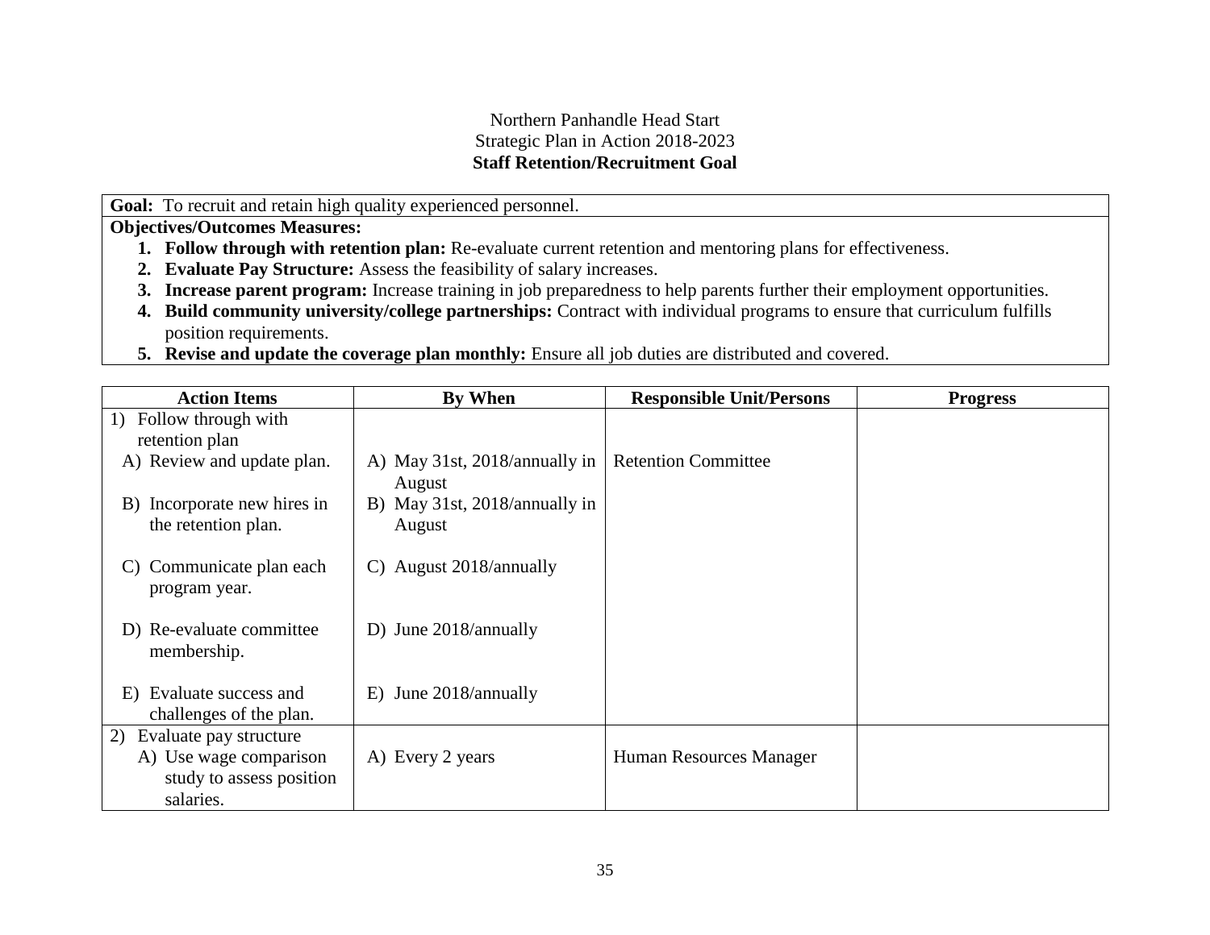Northern Panhandle Head Start
Strategic Plan in Action 2018-2023
**Staff Retention/Recruitment Goal**

**Goal:** To recruit and retain high quality experienced personnel.

**Objectives/Outcomes Measures:**

1. **Follow through with retention plan:** Re-evaluate current retention and mentoring plans for effectiveness.
2. **Evaluate Pay Structure:** Assess the feasibility of salary increases.
3. **Increase parent program:** Increase training in job preparedness to help parents further their employment opportunities.
4. **Build community university/college partnerships:** Contract with individual programs to ensure that curriculum fulfills position requirements.
5. **Revise and update the coverage plan monthly:** Ensure all job duties are distributed and covered.

| Action Items | By When | Responsible Unit/Persons | Progress |
|---|---|---|---|
| 1) Follow through with retention plan<br>A) Review and update plan.<br>B) Incorporate new hires in the retention plan.<br>C) Communicate plan each program year.<br>D) Re-evaluate committee membership.<br>E) Evaluate success and challenges of the plan. | A) May 31st, 2018/annually in August<br>B) May 31st, 2018/annually in August<br>C) August 2018/annually<br>D) June 2018/annually<br>E) June 2018/annually | Retention Committee | |
| 2) Evaluate pay structure<br>A) Use wage comparison study to assess position salaries. | A) Every 2 years | Human Resources Manager | |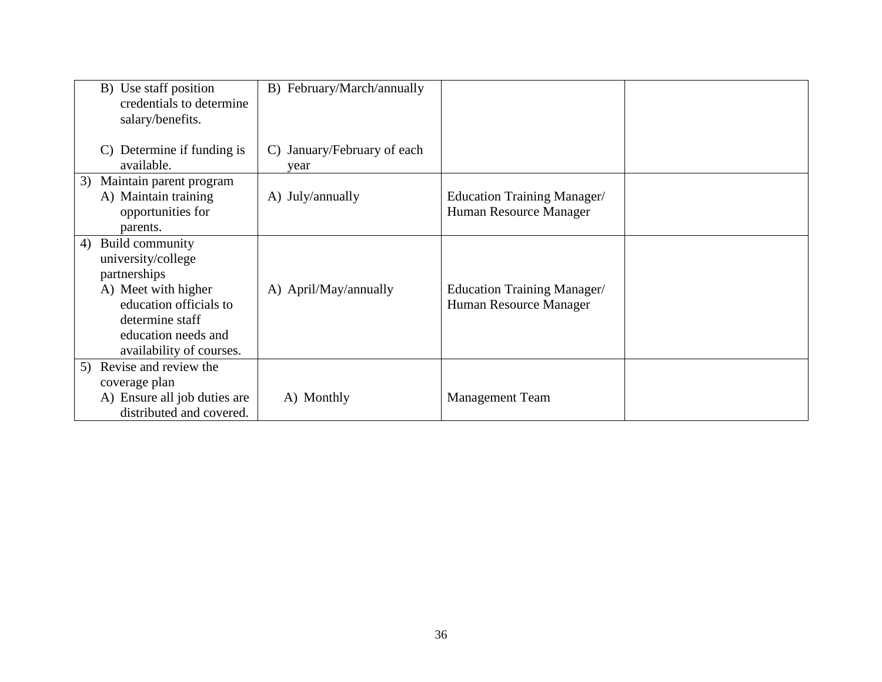| | | | |
|---|---|---|---|
| B) Use staff position credentials to determine salary/benefits.<br><br>C) Determine if funding is available. | B) February/March/annually<br><br>C) January/February of each year | | |
| 3) Maintain parent program<br>A) Maintain training opportunities for parents. | A) July/annually | Education Training Manager/ Human Resource Manager | |
| 4) Build community university/college partnerships<br>A) Meet with higher education officials to determine staff education needs and availability of courses. | A) April/May/annually | Education Training Manager/ Human Resource Manager | |
| 5) Revise and review the coverage plan<br>A) Ensure all job duties are distributed and covered. | A) Monthly | Management Team | |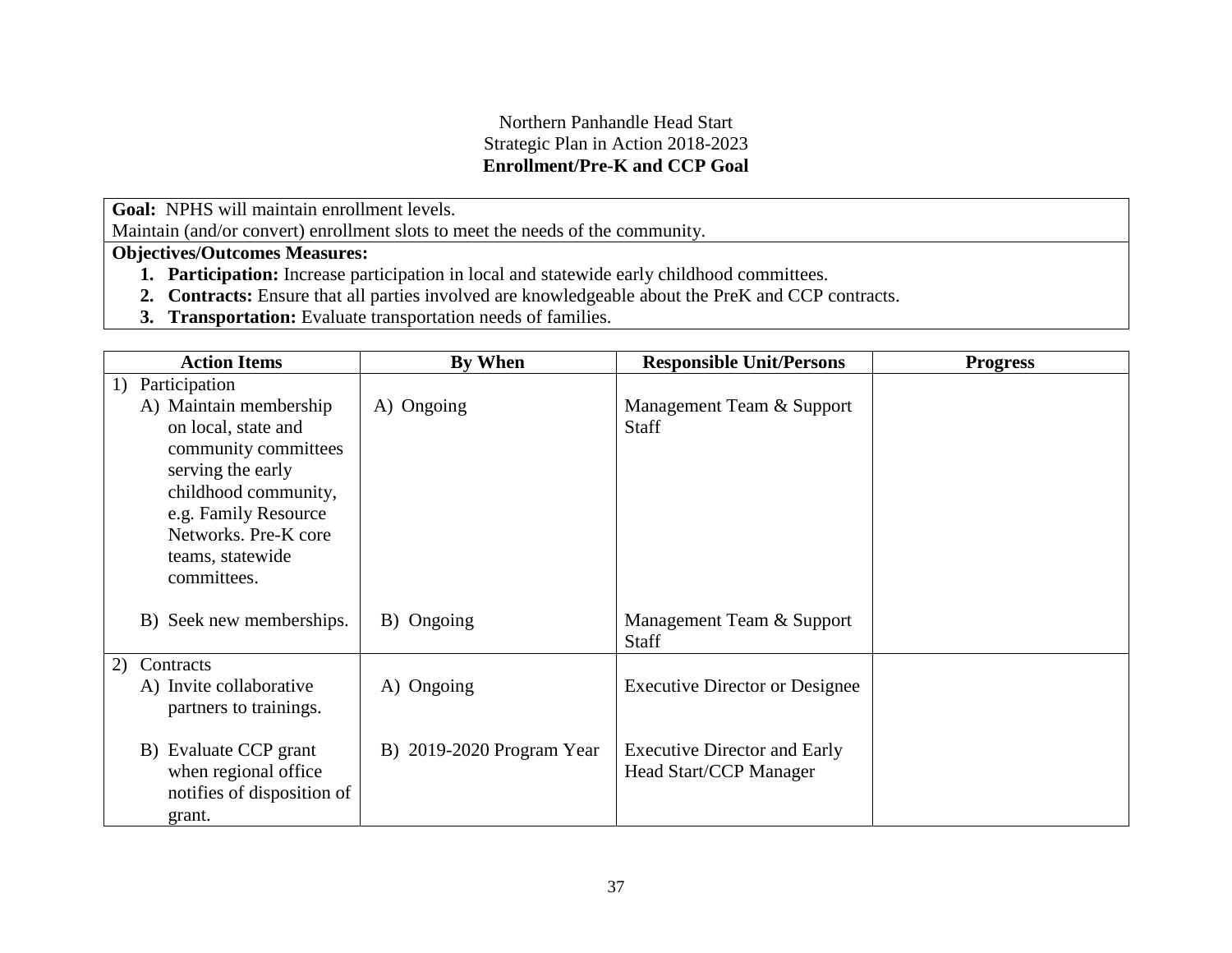Northern Panhandle Head Start
Strategic Plan in Action 2018-2023
**Enrollment/Pre-K and CCP Goal**

**Goal:** NPHS will maintain enrollment levels.
Maintain (and/or convert) enrollment slots to meet the needs of the community.

**Objectives/Outcomes Measures:**

1. **Participation:** Increase participation in local and statewide early childhood committees.
2. **Contracts:** Ensure that all parties involved are knowledgeable about the PreK and CCP contracts.
3. **Transportation:** Evaluate transportation needs of families.

| Action Items | By When | Responsible Unit/Persons | Progress |
|---|---|---|---|
| 1) Participation | | | |
| A) Maintain membership on local, state and community committees serving the early childhood community, e.g. Family Resource Networks. Pre-K core teams, statewide committees. | A) Ongoing | Management Team & Support Staff | |
| B) Seek new memberships. | B) Ongoing | Management Team & Support Staff | |
| 2) Contracts | | | |
| A) Invite collaborative partners to trainings. | A) Ongoing | Executive Director or Designee | |
| B) Evaluate CCP grant when regional office notifies of disposition of grant. | B) 2019-2020 Program Year | Executive Director and Early Head Start/CCP Manager | |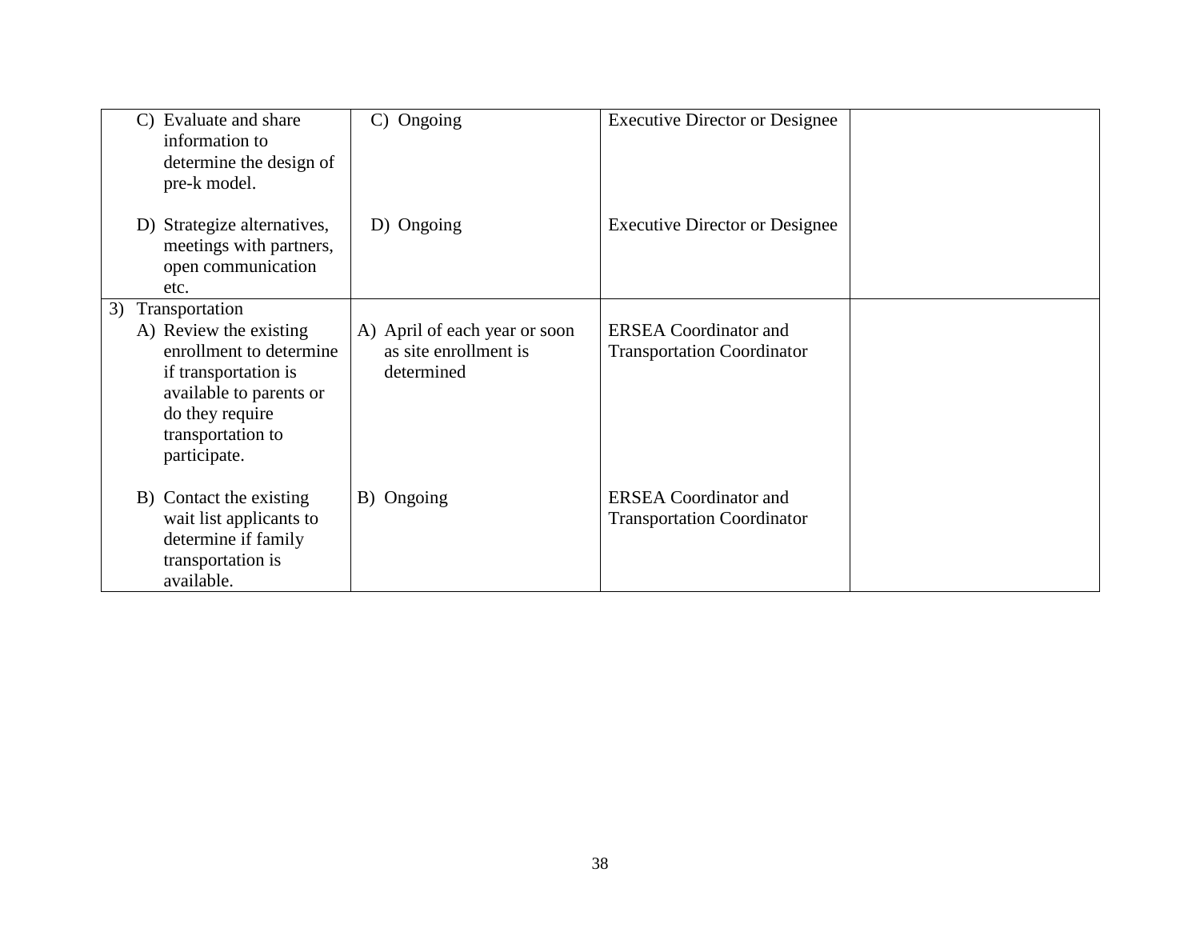| | | | |
|---|---|---|---|
| C) Evaluate and share information to determine the design of pre-k model.<br><br>D) Strategize alternatives, meetings with partners, open communication etc. | C) Ongoing<br><br>D) Ongoing | Executive Director or Designee<br><br>Executive Director or Designee | |
| 3) Transportation<br>A) Review the existing enrollment to determine if transportation is available to parents or do they require transportation to participate.<br><br>B) Contact the existing wait list applicants to determine if family transportation is available. | A) April of each year or soon as site enrollment is determined<br><br>B) Ongoing | ERSEA Coordinator and Transportation Coordinator<br><br>ERSEA Coordinator and Transportation Coordinator | |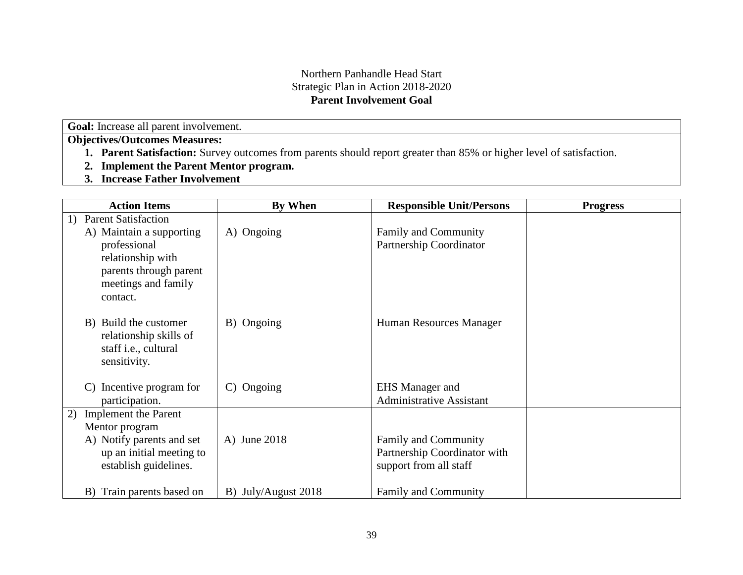Northern Panhandle Head Start
Strategic Plan in Action 2018-2020
**Parent Involvement Goal**

**Goal:** Increase all parent involvement.

**Objectives/Outcomes Measures:**

1. **Parent Satisfaction:** Survey outcomes from parents should report greater than 85% or higher level of satisfaction.
2. **Implement the Parent Mentor program.**
3. **Increase Father Involvement**

| Action Items | By When | Responsible Unit/Persons | Progress |
|---|---|---|---|
| 1) Parent Satisfaction<br>A) Maintain a supporting professional relationship with parents through parent meetings and family contact. | A) Ongoing | Family and Community Partnership Coordinator | |
| B) Build the customer relationship skills of staff i.e., cultural sensitivity. | B) Ongoing | Human Resources Manager | |
| C) Incentive program for participation. | C) Ongoing | EHS Manager and Administrative Assistant | |
| 2) Implement the Parent Mentor program<br>A) Notify parents and set up an initial meeting to establish guidelines. | A) June 2018 | Family and Community Partnership Coordinator with support from all staff | |
| B) Train parents based on | B) July/August 2018 | Family and Community | |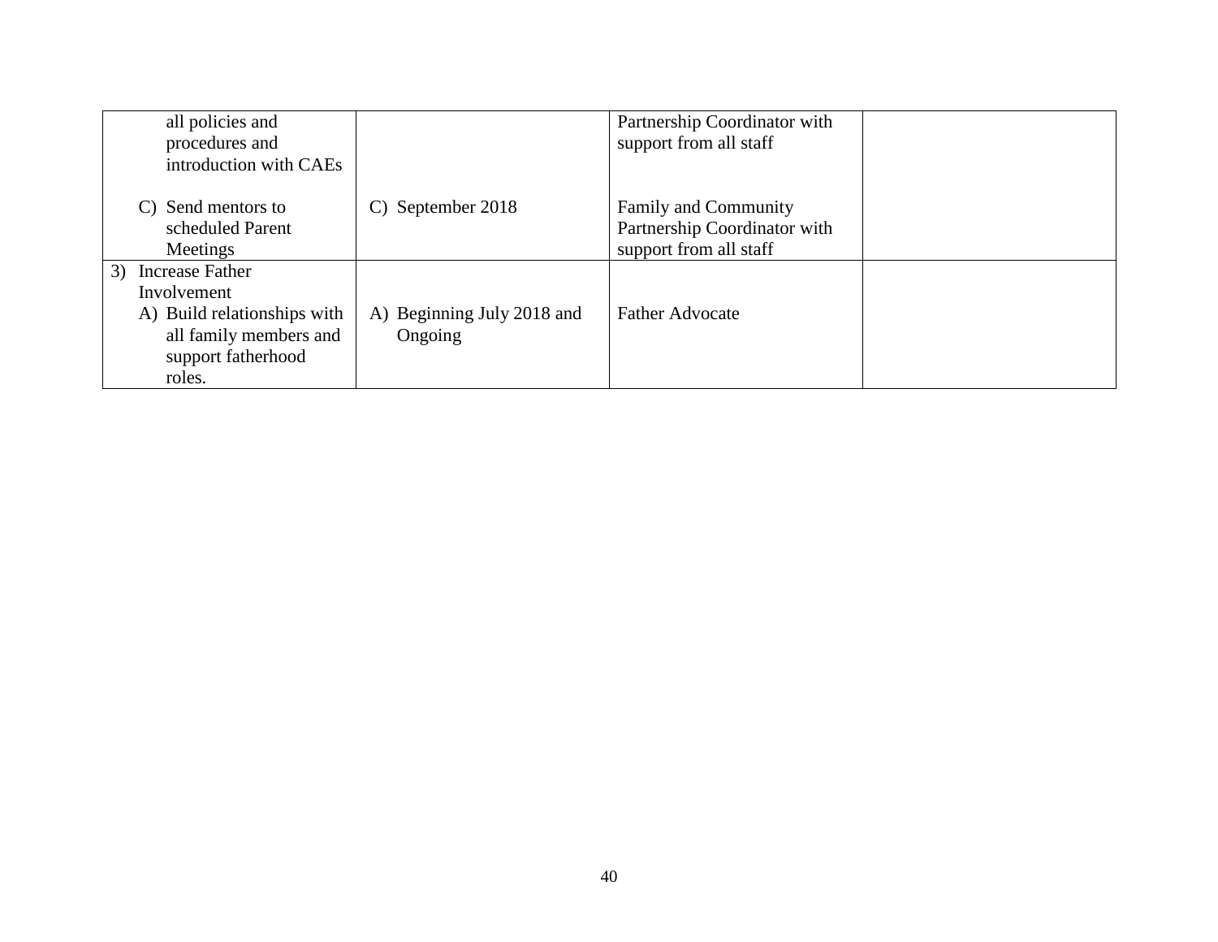| | | | |
|---|---|---|---|
| all policies and procedures and introduction with CAEs<br><br>C) Send mentors to scheduled Parent Meetings | <br><br><br><br>C) September 2018 | Partnership Coordinator with support from all staff<br><br><br>Family and Community Partnership Coordinator with support from all staff | |
| 3) Increase Father Involvement<br>A) Build relationships with all family members and support fatherhood roles. | <br><br>A) Beginning July 2018 and Ongoing | <br><br>Father Advocate | |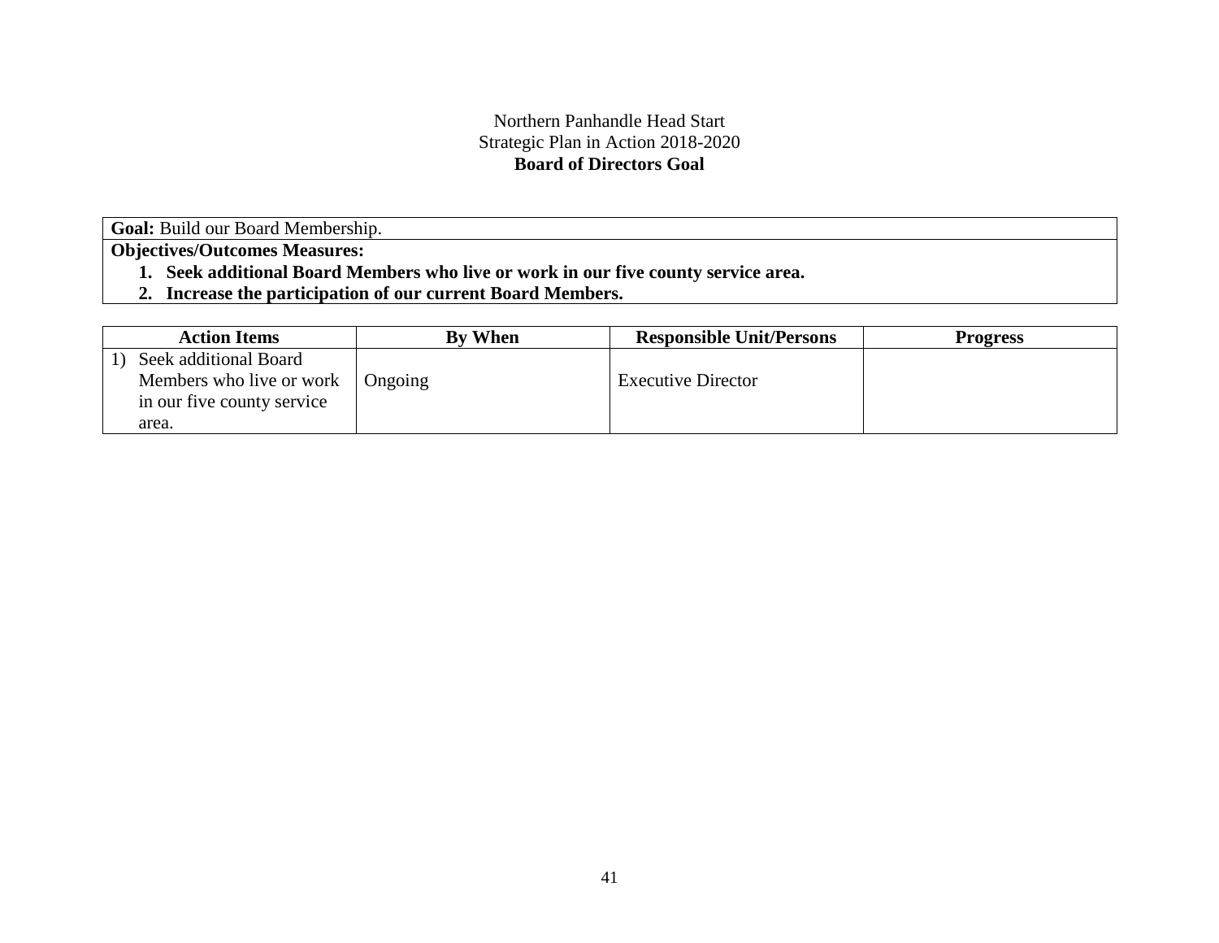Northern Panhandle Head Start
Strategic Plan in Action 2018-2020
**Board of Directors Goal**

| **Goal:** Build our Board Membership. |
|---|
| **Objectives/Outcomes Measures:**<br>**1. Seek additional Board Members who live or work in our five county service area.**<br>**2. Increase the participation of our current Board Members.** |

| Action Items | By When | Responsible Unit/Persons | Progress |
|---|---|---|---|
| 1) Seek additional Board Members who live or work in our five county service area. | Ongoing | Executive Director | |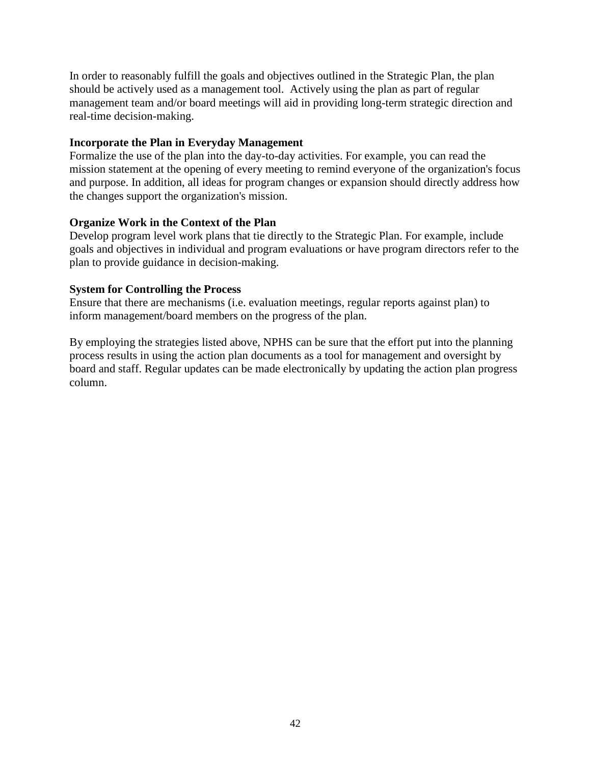In order to reasonably fulfill the goals and objectives outlined in the Strategic Plan, the plan should be actively used as a management tool. Actively using the plan as part of regular management team and/or board meetings will aid in providing long-term strategic direction and real-time decision-making.

**Incorporate the Plan in Everyday Management**
Formalize the use of the plan into the day-to-day activities. For example, you can read the mission statement at the opening of every meeting to remind everyone of the organization's focus and purpose. In addition, all ideas for program changes or expansion should directly address how the changes support the organization's mission.

**Organize Work in the Context of the Plan**
Develop program level work plans that tie directly to the Strategic Plan. For example, include goals and objectives in individual and program evaluations or have program directors refer to the plan to provide guidance in decision-making.

**System for Controlling the Process**
Ensure that there are mechanisms (i.e. evaluation meetings, regular reports against plan) to inform management/board members on the progress of the plan.

By employing the strategies listed above, NPHS can be sure that the effort put into the planning process results in using the action plan documents as a tool for management and oversight by board and staff. Regular updates can be made electronically by updating the action plan progress column.